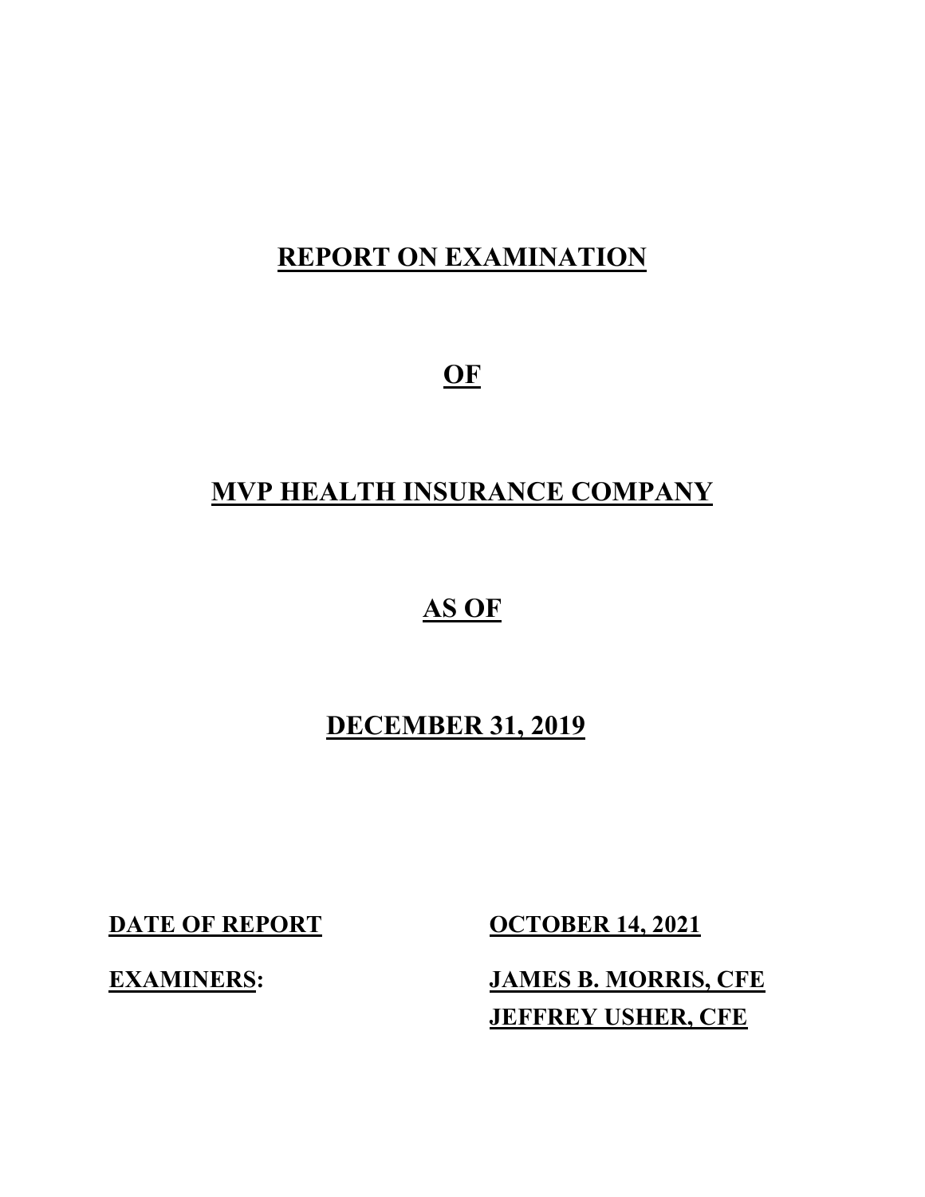# REPORT ON EXAMINATION

# OF

# MVP HEALTH INSURANCE COMPANY

# AS OF

# DECEMBER 31, 2019

**DATE OF REPORT** **OCTOBER 14, 2021**

**EXAMINERS:** **JAMES B. MORRIS, CFE**
**JEFFREY USHER, CFE**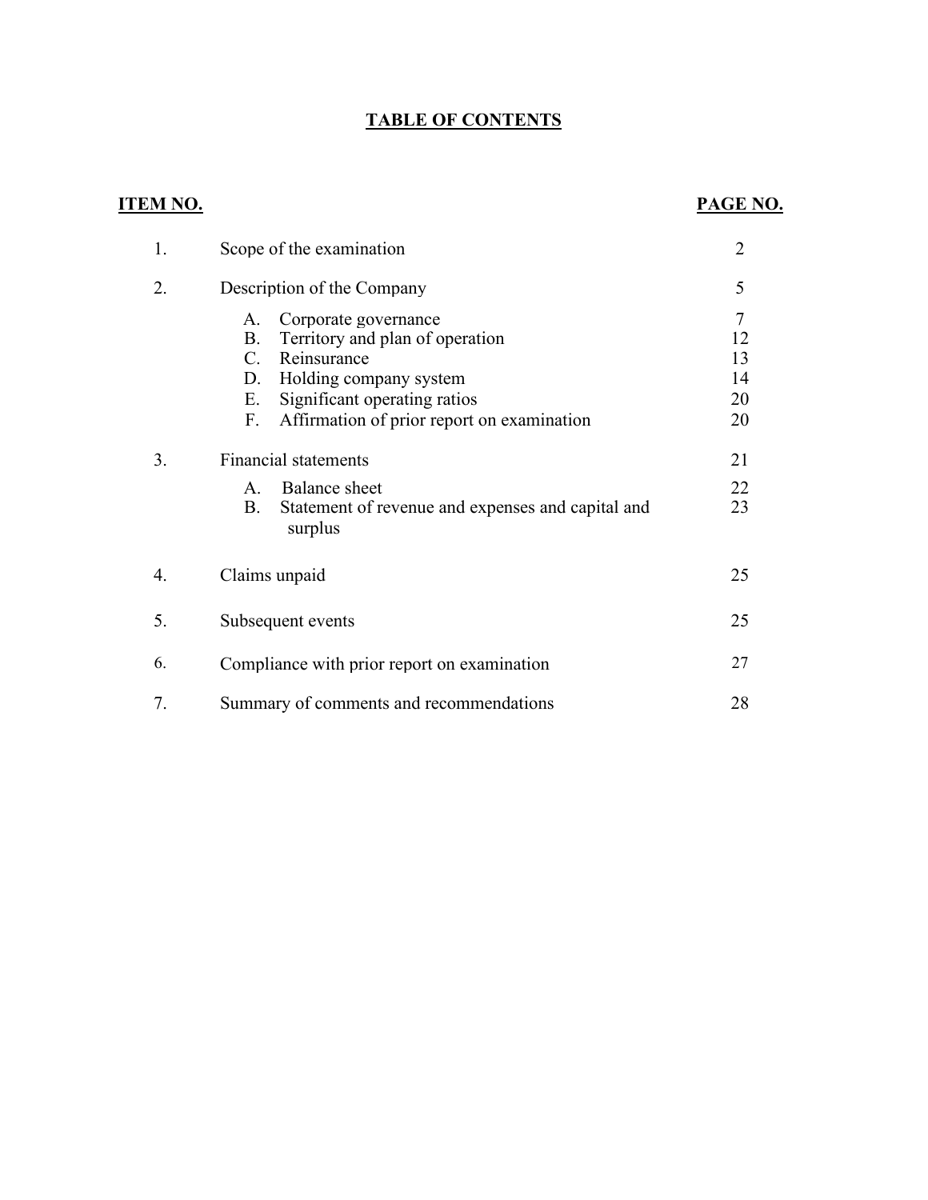# TABLE OF CONTENTS

| ITEM NO. | | PAGE NO. |
|---|---|---|
| 1. | Scope of the examination | 2 |
| 2. | Description of the Company | 5 |
| | A. Corporate governance | 7 |
| | B. Territory and plan of operation | 12 |
| | C. Reinsurance | 13 |
| | D. Holding company system | 14 |
| | E. Significant operating ratios | 20 |
| | F. Affirmation of prior report on examination | 20 |
| 3. | Financial statements | 21 |
| | A. Balance sheet | 22 |
| | B. Statement of revenue and expenses and capital and surplus | 23 |
| 4. | Claims unpaid | 25 |
| 5. | Subsequent events | 25 |
| 6. | Compliance with prior report on examination | 27 |
| 7. | Summary of comments and recommendations | 28 |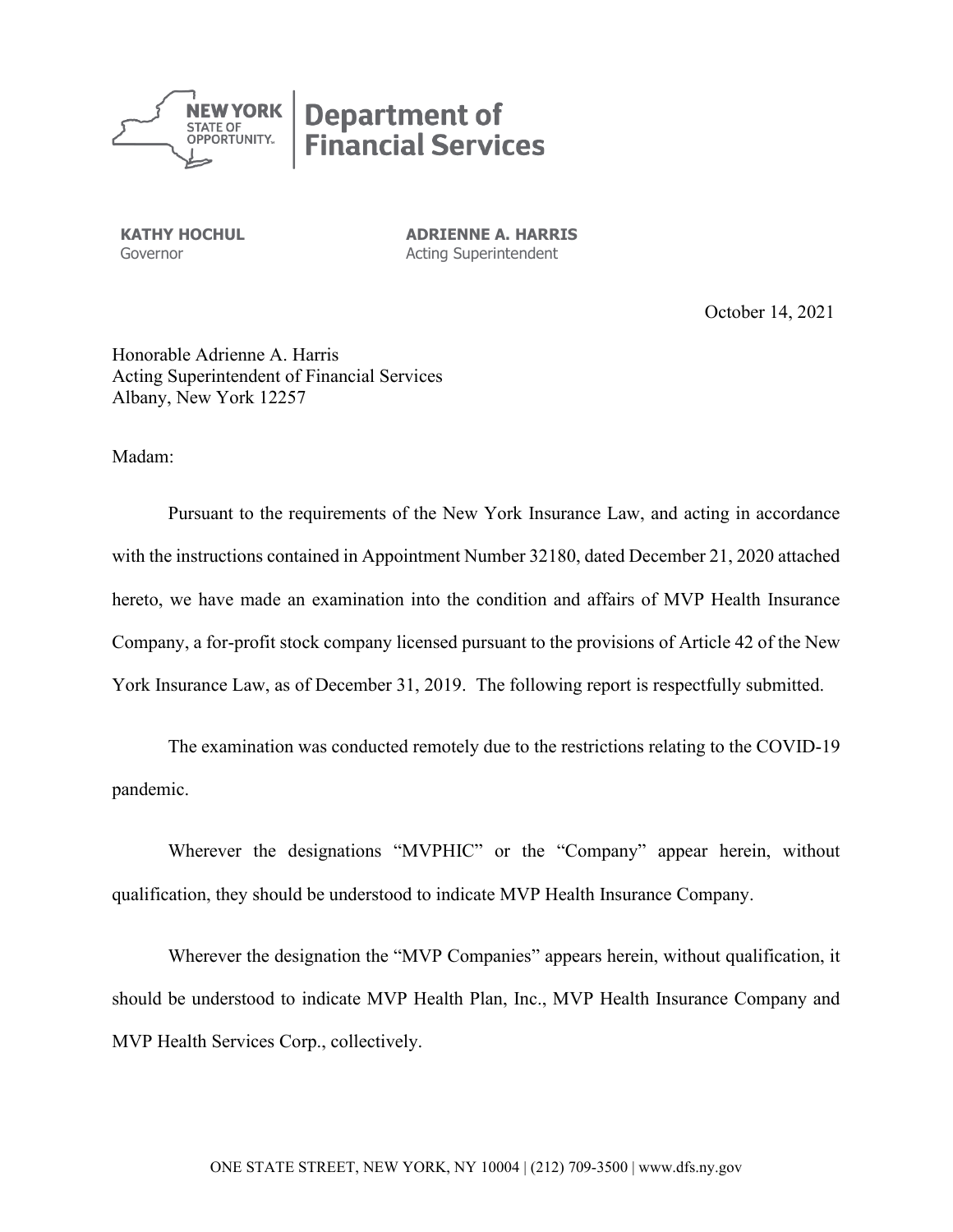**NEW YORK STATE OF OPPORTUNITY. | Department of Financial Services**

**KATHY HOCHUL**
Governor

**ADRIENNE A. HARRIS**
Acting Superintendent

October 14, 2021

Honorable Adrienne A. Harris
Acting Superintendent of Financial Services
Albany, New York 12257

Madam:

Pursuant to the requirements of the New York Insurance Law, and acting in accordance with the instructions contained in Appointment Number 32180, dated December 21, 2020 attached hereto, we have made an examination into the condition and affairs of MVP Health Insurance Company, a for-profit stock company licensed pursuant to the provisions of Article 42 of the New York Insurance Law, as of December 31, 2019. The following report is respectfully submitted.

The examination was conducted remotely due to the restrictions relating to the COVID-19 pandemic.

Wherever the designations "MVPHIC" or the "Company" appear herein, without qualification, they should be understood to indicate MVP Health Insurance Company.

Wherever the designation the "MVP Companies" appears herein, without qualification, it should be understood to indicate MVP Health Plan, Inc., MVP Health Insurance Company and MVP Health Services Corp., collectively.

ONE STATE STREET, NEW YORK, NY 10004 | (212) 709-3500 | www.dfs.ny.gov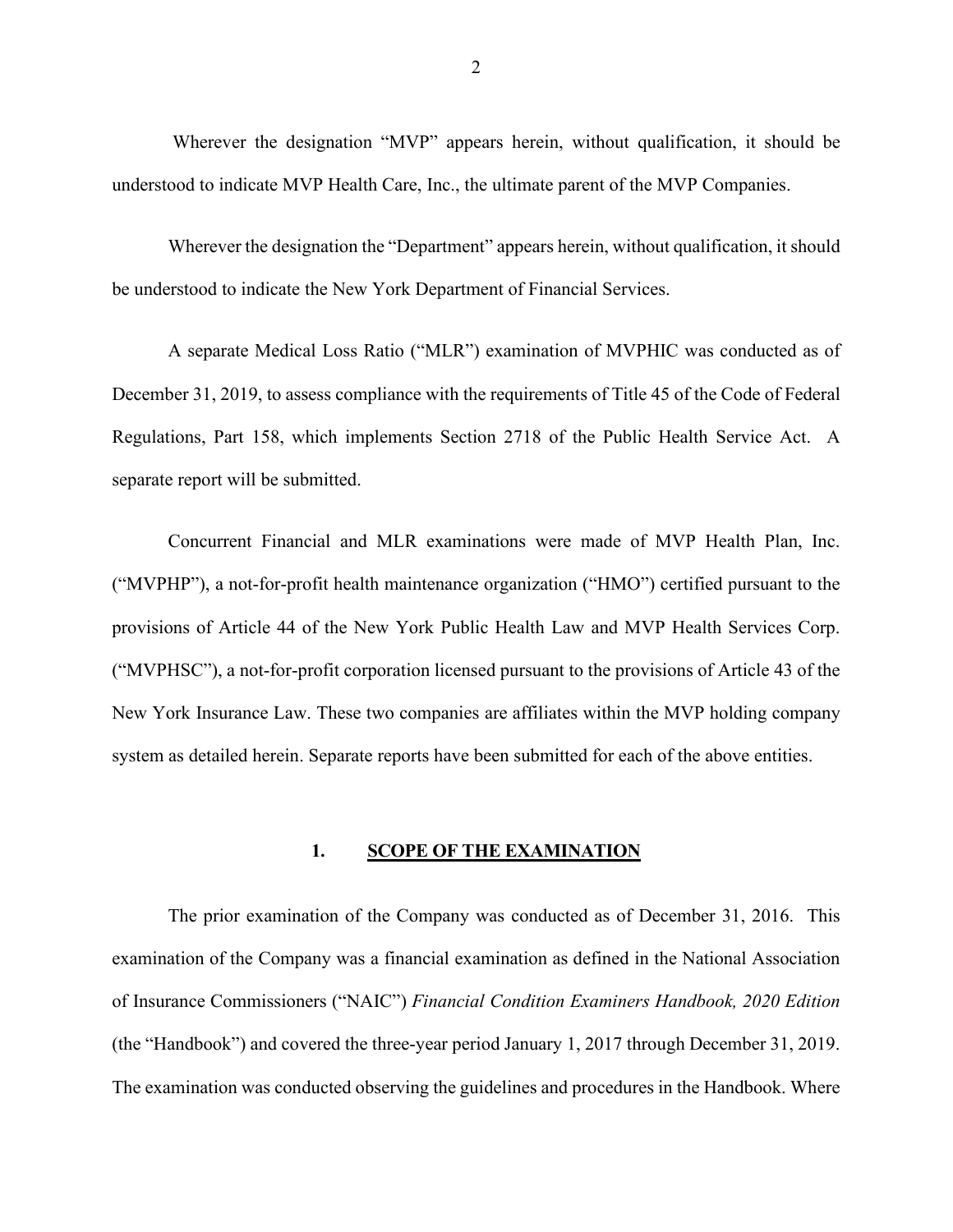Wherever the designation "MVP" appears herein, without qualification, it should be understood to indicate MVP Health Care, Inc., the ultimate parent of the MVP Companies.

Wherever the designation the "Department" appears herein, without qualification, it should be understood to indicate the New York Department of Financial Services.

A separate Medical Loss Ratio ("MLR") examination of MVPHIC was conducted as of December 31, 2019, to assess compliance with the requirements of Title 45 of the Code of Federal Regulations, Part 158, which implements Section 2718 of the Public Health Service Act. A separate report will be submitted.

Concurrent Financial and MLR examinations were made of MVP Health Plan, Inc. ("MVPHP"), a not-for-profit health maintenance organization ("HMO") certified pursuant to the provisions of Article 44 of the New York Public Health Law and MVP Health Services Corp. ("MVPHSC"), a not-for-profit corporation licensed pursuant to the provisions of Article 43 of the New York Insurance Law. These two companies are affiliates within the MVP holding company system as detailed herein. Separate reports have been submitted for each of the above entities.

## 1. SCOPE OF THE EXAMINATION

The prior examination of the Company was conducted as of December 31, 2016. This examination of the Company was a financial examination as defined in the National Association of Insurance Commissioners ("NAIC") *Financial Condition Examiners Handbook, 2020 Edition* (the "Handbook") and covered the three-year period January 1, 2017 through December 31, 2019. The examination was conducted observing the guidelines and procedures in the Handbook. Where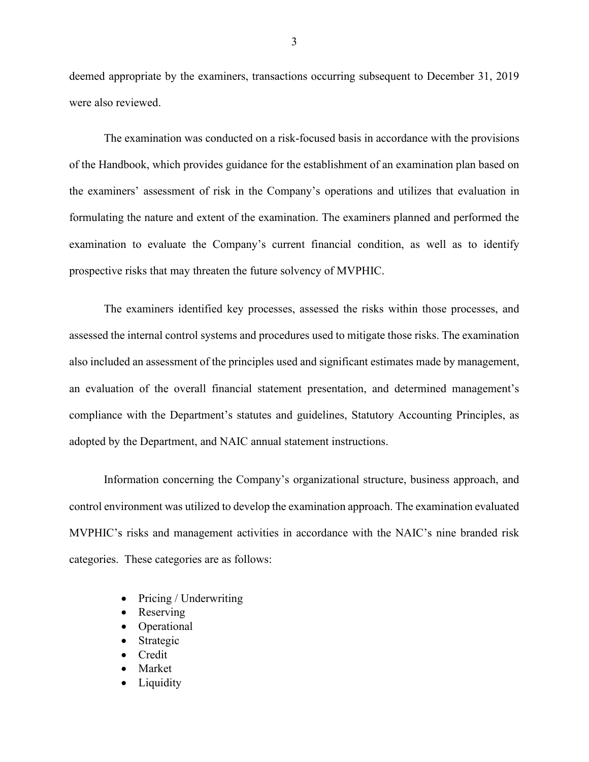deemed appropriate by the examiners, transactions occurring subsequent to December 31, 2019 were also reviewed.

The examination was conducted on a risk-focused basis in accordance with the provisions of the Handbook, which provides guidance for the establishment of an examination plan based on the examiners' assessment of risk in the Company's operations and utilizes that evaluation in formulating the nature and extent of the examination. The examiners planned and performed the examination to evaluate the Company's current financial condition, as well as to identify prospective risks that may threaten the future solvency of MVPHIC.

The examiners identified key processes, assessed the risks within those processes, and assessed the internal control systems and procedures used to mitigate those risks. The examination also included an assessment of the principles used and significant estimates made by management, an evaluation of the overall financial statement presentation, and determined management's compliance with the Department's statutes and guidelines, Statutory Accounting Principles, as adopted by the Department, and NAIC annual statement instructions.

Information concerning the Company's organizational structure, business approach, and control environment was utilized to develop the examination approach. The examination evaluated MVPHIC's risks and management activities in accordance with the NAIC's nine branded risk categories. These categories are as follows:

- Pricing / Underwriting
- Reserving
- Operational
- Strategic
- Credit
- Market
- Liquidity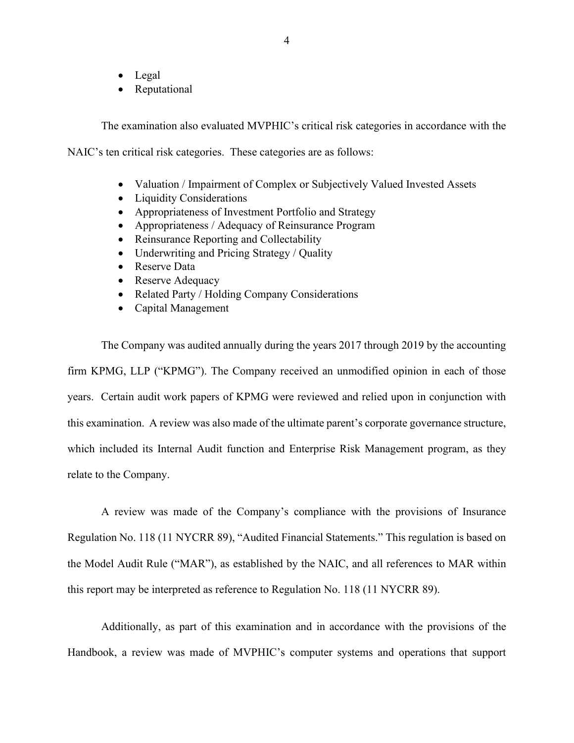- Legal
- Reputational

The examination also evaluated MVPHIC's critical risk categories in accordance with the NAIC's ten critical risk categories. These categories are as follows:

- Valuation / Impairment of Complex or Subjectively Valued Invested Assets
- Liquidity Considerations
- Appropriateness of Investment Portfolio and Strategy
- Appropriateness / Adequacy of Reinsurance Program
- Reinsurance Reporting and Collectability
- Underwriting and Pricing Strategy / Quality
- Reserve Data
- Reserve Adequacy
- Related Party / Holding Company Considerations
- Capital Management

The Company was audited annually during the years 2017 through 2019 by the accounting firm KPMG, LLP ("KPMG"). The Company received an unmodified opinion in each of those years. Certain audit work papers of KPMG were reviewed and relied upon in conjunction with this examination. A review was also made of the ultimate parent's corporate governance structure, which included its Internal Audit function and Enterprise Risk Management program, as they relate to the Company.

A review was made of the Company's compliance with the provisions of Insurance Regulation No. 118 (11 NYCRR 89), "Audited Financial Statements." This regulation is based on the Model Audit Rule ("MAR"), as established by the NAIC, and all references to MAR within this report may be interpreted as reference to Regulation No. 118 (11 NYCRR 89).

Additionally, as part of this examination and in accordance with the provisions of the Handbook, a review was made of MVPHIC's computer systems and operations that support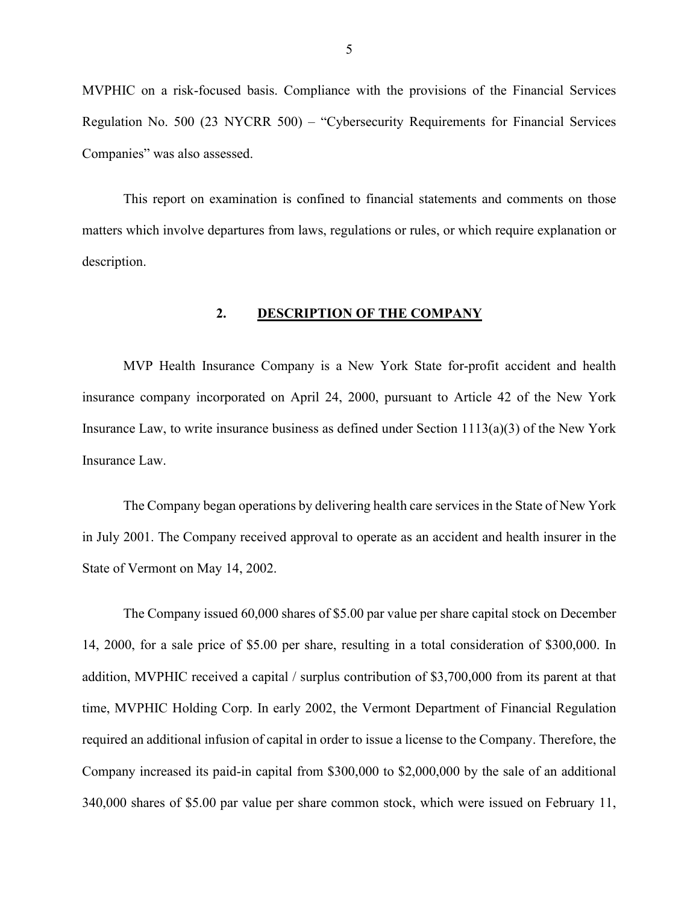MVPHIC on a risk-focused basis. Compliance with the provisions of the Financial Services Regulation No. 500 (23 NYCRR 500) – "Cybersecurity Requirements for Financial Services Companies" was also assessed.

This report on examination is confined to financial statements and comments on those matters which involve departures from laws, regulations or rules, or which require explanation or description.

## 2. DESCRIPTION OF THE COMPANY

MVP Health Insurance Company is a New York State for-profit accident and health insurance company incorporated on April 24, 2000, pursuant to Article 42 of the New York Insurance Law, to write insurance business as defined under Section 1113(a)(3) of the New York Insurance Law.

The Company began operations by delivering health care services in the State of New York in July 2001. The Company received approval to operate as an accident and health insurer in the State of Vermont on May 14, 2002.

The Company issued 60,000 shares of $5.00 par value per share capital stock on December 14, 2000, for a sale price of $5.00 per share, resulting in a total consideration of $300,000. In addition, MVPHIC received a capital / surplus contribution of $3,700,000 from its parent at that time, MVPHIC Holding Corp. In early 2002, the Vermont Department of Financial Regulation required an additional infusion of capital in order to issue a license to the Company. Therefore, the Company increased its paid-in capital from $300,000 to $2,000,000 by the sale of an additional 340,000 shares of $5.00 par value per share common stock, which were issued on February 11,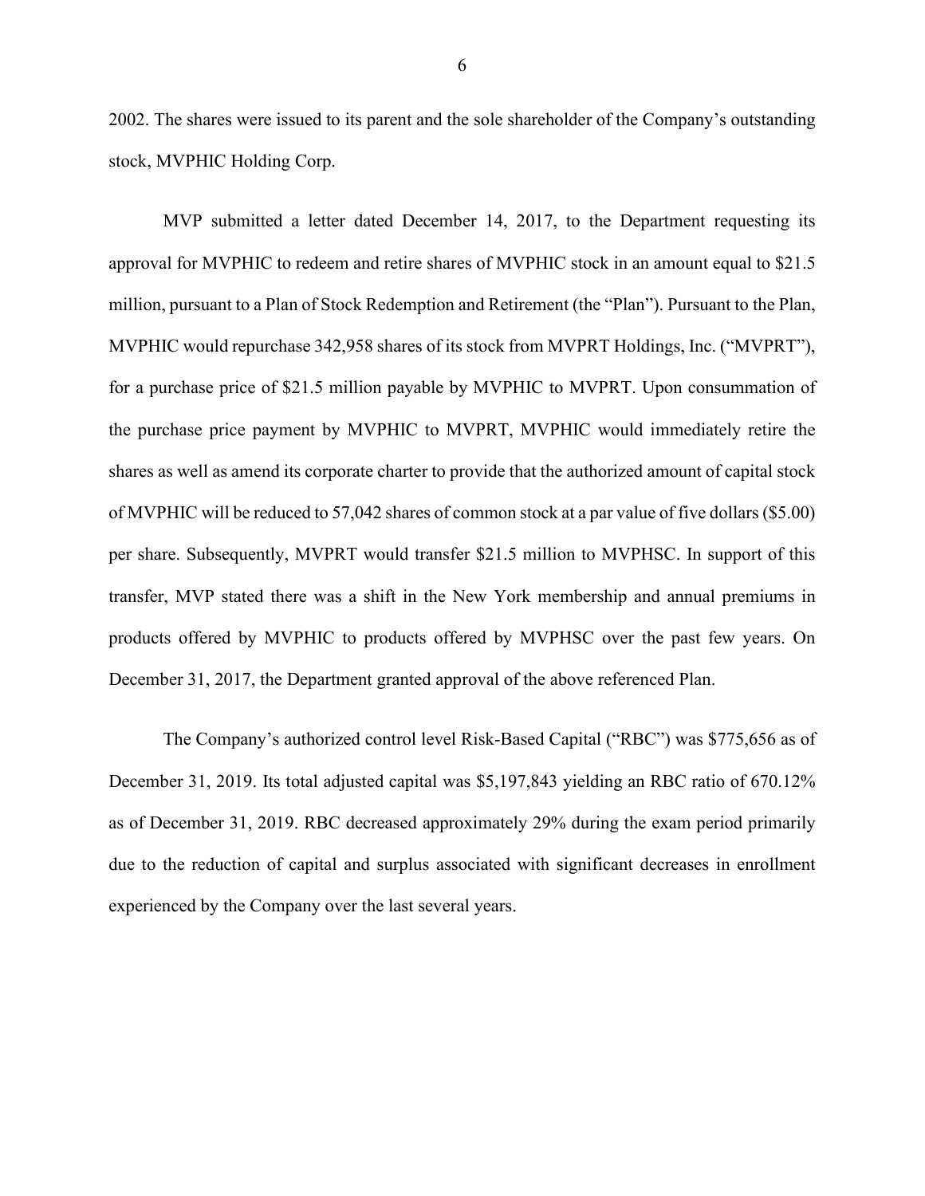2002. The shares were issued to its parent and the sole shareholder of the Company's outstanding stock, MVPHIC Holding Corp.

MVP submitted a letter dated December 14, 2017, to the Department requesting its approval for MVPHIC to redeem and retire shares of MVPHIC stock in an amount equal to $21.5 million, pursuant to a Plan of Stock Redemption and Retirement (the "Plan"). Pursuant to the Plan, MVPHIC would repurchase 342,958 shares of its stock from MVPRT Holdings, Inc. ("MVPRT"), for a purchase price of $21.5 million payable by MVPHIC to MVPRT. Upon consummation of the purchase price payment by MVPHIC to MVPRT, MVPHIC would immediately retire the shares as well as amend its corporate charter to provide that the authorized amount of capital stock of MVPHIC will be reduced to 57,042 shares of common stock at a par value of five dollars ($5.00) per share. Subsequently, MVPRT would transfer $21.5 million to MVPHSC. In support of this transfer, MVP stated there was a shift in the New York membership and annual premiums in products offered by MVPHIC to products offered by MVPHSC over the past few years. On December 31, 2017, the Department granted approval of the above referenced Plan.

The Company's authorized control level Risk-Based Capital ("RBC") was $775,656 as of December 31, 2019. Its total adjusted capital was $5,197,843 yielding an RBC ratio of 670.12% as of December 31, 2019. RBC decreased approximately 29% during the exam period primarily due to the reduction of capital and surplus associated with significant decreases in enrollment experienced by the Company over the last several years.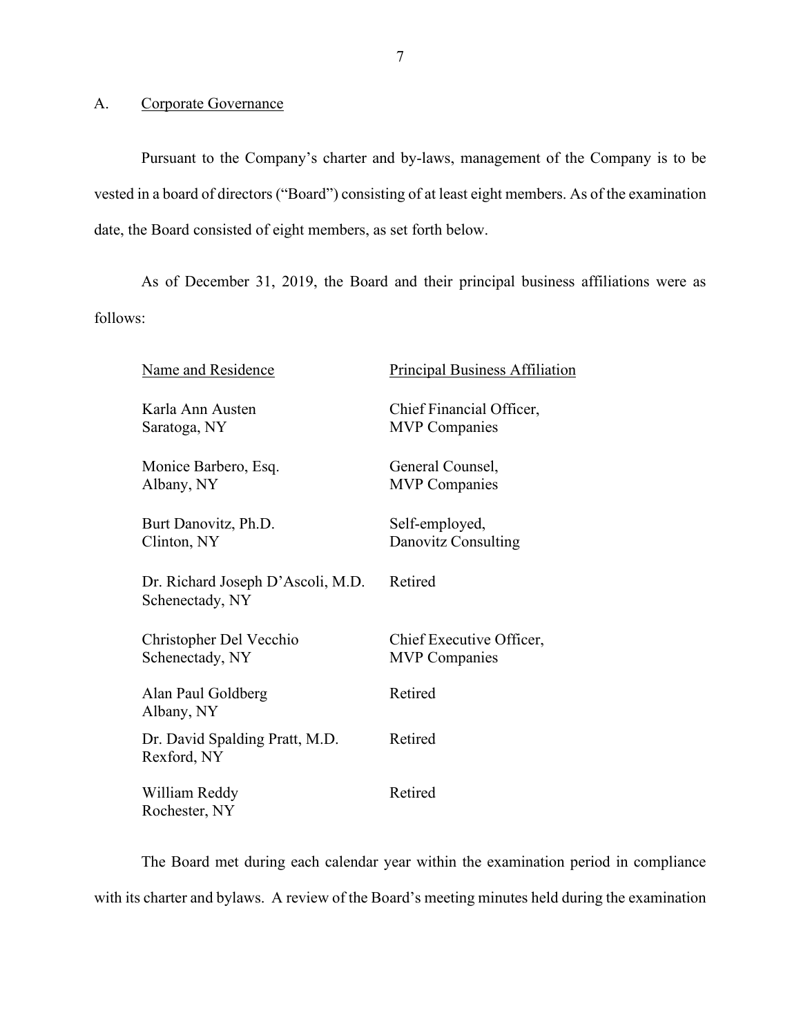## A. Corporate Governance

Pursuant to the Company's charter and by-laws, management of the Company is to be vested in a board of directors ("Board") consisting of at least eight members. As of the examination date, the Board consisted of eight members, as set forth below.

As of December 31, 2019, the Board and their principal business affiliations were as follows:

| Name and Residence | Principal Business Affiliation |
| --- | --- |
| Karla Ann Austen<br>Saratoga, NY | Chief Financial Officer,<br>MVP Companies |
| Monice Barbero, Esq.<br>Albany, NY | General Counsel,<br>MVP Companies |
| Burt Danovitz, Ph.D.<br>Clinton, NY | Self-employed,<br>Danovitz Consulting |
| Dr. Richard Joseph D'Ascoli, M.D.<br>Schenectady, NY | Retired |
| Christopher Del Vecchio<br>Schenectady, NY | Chief Executive Officer,<br>MVP Companies |
| Alan Paul Goldberg<br>Albany, NY | Retired |
| Dr. David Spalding Pratt, M.D.<br>Rexford, NY | Retired |
| William Reddy<br>Rochester, NY | Retired |

The Board met during each calendar year within the examination period in compliance with its charter and bylaws. A review of the Board's meeting minutes held during the examination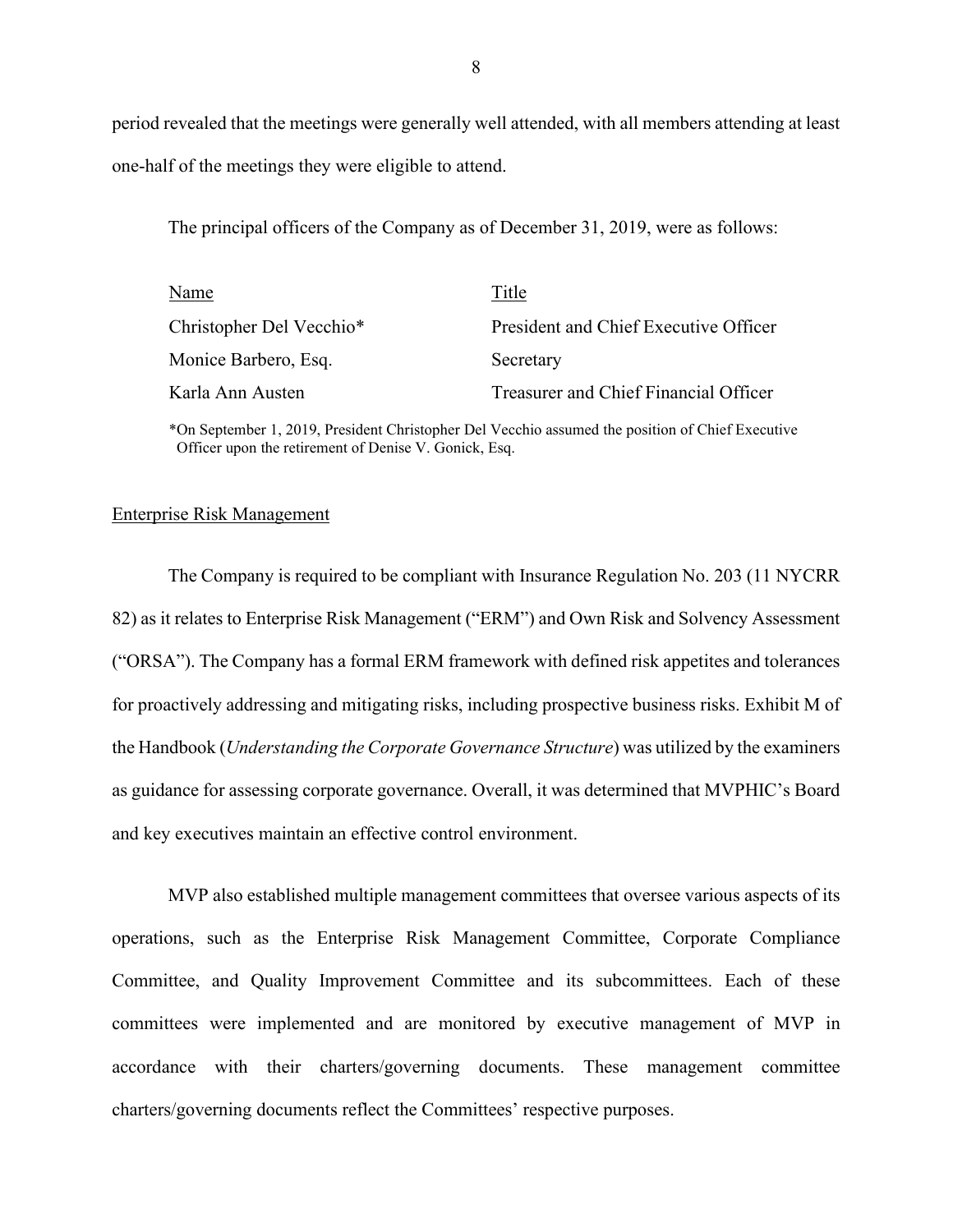period revealed that the meetings were generally well attended, with all members attending at least one-half of the meetings they were eligible to attend.

The principal officers of the Company as of December 31, 2019, were as follows:

| Name | Title |
|---|---|
| Christopher Del Vecchio* | President and Chief Executive Officer |
| Monice Barbero, Esq. | Secretary |
| Karla Ann Austen | Treasurer and Chief Financial Officer |

*On September 1, 2019, President Christopher Del Vecchio assumed the position of Chief Executive Officer upon the retirement of Denise V. Gonick, Esq.

## Enterprise Risk Management

The Company is required to be compliant with Insurance Regulation No. 203 (11 NYCRR 82) as it relates to Enterprise Risk Management ("ERM") and Own Risk and Solvency Assessment ("ORSA"). The Company has a formal ERM framework with defined risk appetites and tolerances for proactively addressing and mitigating risks, including prospective business risks. Exhibit M of the Handbook (*Understanding the Corporate Governance Structure*) was utilized by the examiners as guidance for assessing corporate governance. Overall, it was determined that MVPHIC's Board and key executives maintain an effective control environment.

MVP also established multiple management committees that oversee various aspects of its operations, such as the Enterprise Risk Management Committee, Corporate Compliance Committee, and Quality Improvement Committee and its subcommittees. Each of these committees were implemented and are monitored by executive management of MVP in accordance with their charters/governing documents. These management committee charters/governing documents reflect the Committees' respective purposes.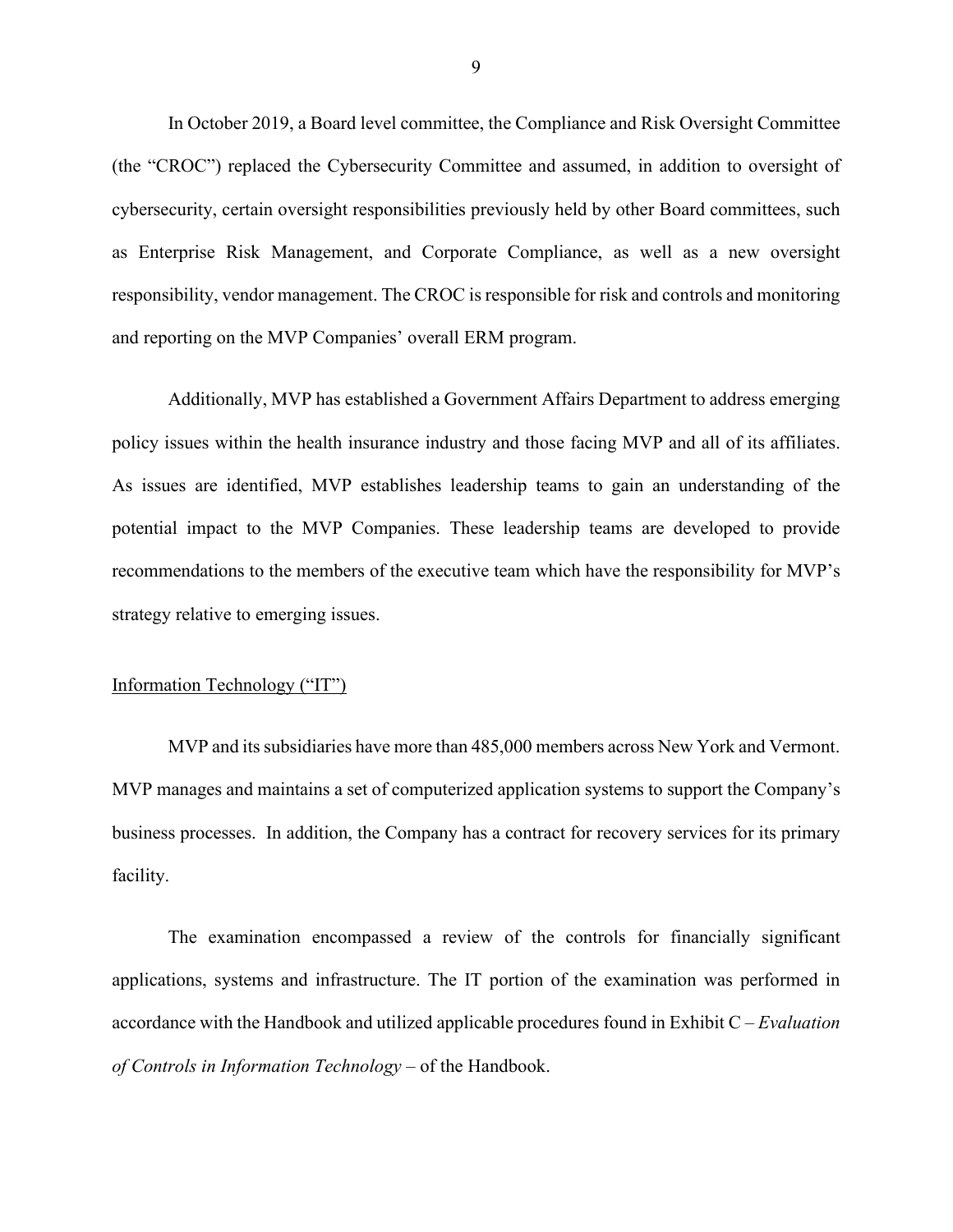In October 2019, a Board level committee, the Compliance and Risk Oversight Committee (the "CROC") replaced the Cybersecurity Committee and assumed, in addition to oversight of cybersecurity, certain oversight responsibilities previously held by other Board committees, such as Enterprise Risk Management, and Corporate Compliance, as well as a new oversight responsibility, vendor management. The CROC is responsible for risk and controls and monitoring and reporting on the MVP Companies' overall ERM program.

Additionally, MVP has established a Government Affairs Department to address emerging policy issues within the health insurance industry and those facing MVP and all of its affiliates. As issues are identified, MVP establishes leadership teams to gain an understanding of the potential impact to the MVP Companies. These leadership teams are developed to provide recommendations to the members of the executive team which have the responsibility for MVP's strategy relative to emerging issues.

Information Technology ("IT")

MVP and its subsidiaries have more than 485,000 members across New York and Vermont. MVP manages and maintains a set of computerized application systems to support the Company's business processes. In addition, the Company has a contract for recovery services for its primary facility.

The examination encompassed a review of the controls for financially significant applications, systems and infrastructure. The IT portion of the examination was performed in accordance with the Handbook and utilized applicable procedures found in Exhibit C – *Evaluation of Controls in Information Technology* – of the Handbook.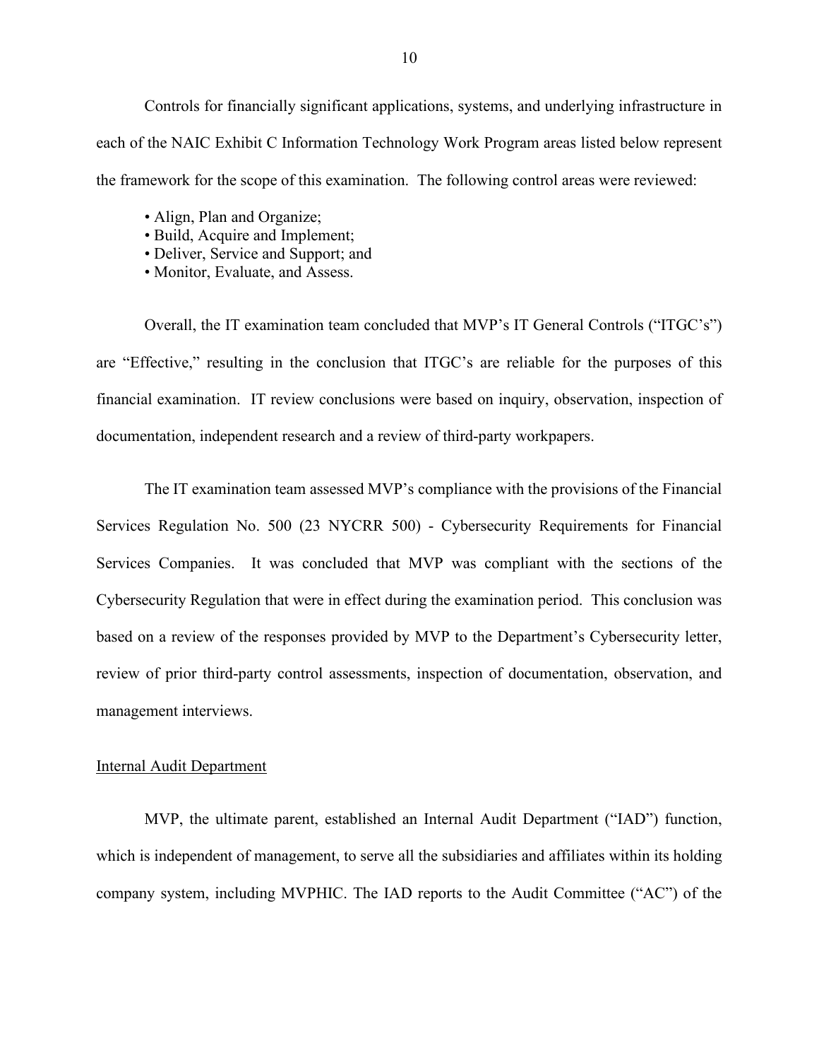Controls for financially significant applications, systems, and underlying infrastructure in each of the NAIC Exhibit C Information Technology Work Program areas listed below represent the framework for the scope of this examination. The following control areas were reviewed:

- Align, Plan and Organize;
- Build, Acquire and Implement;
- Deliver, Service and Support; and
- Monitor, Evaluate, and Assess.

Overall, the IT examination team concluded that MVP's IT General Controls ("ITGC's") are "Effective," resulting in the conclusion that ITGC's are reliable for the purposes of this financial examination. IT review conclusions were based on inquiry, observation, inspection of documentation, independent research and a review of third-party workpapers.

The IT examination team assessed MVP's compliance with the provisions of the Financial Services Regulation No. 500 (23 NYCRR 500) - Cybersecurity Requirements for Financial Services Companies. It was concluded that MVP was compliant with the sections of the Cybersecurity Regulation that were in effect during the examination period. This conclusion was based on a review of the responses provided by MVP to the Department's Cybersecurity letter, review of prior third-party control assessments, inspection of documentation, observation, and management interviews.

Internal Audit Department

MVP, the ultimate parent, established an Internal Audit Department ("IAD") function, which is independent of management, to serve all the subsidiaries and affiliates within its holding company system, including MVPHIC. The IAD reports to the Audit Committee ("AC") of the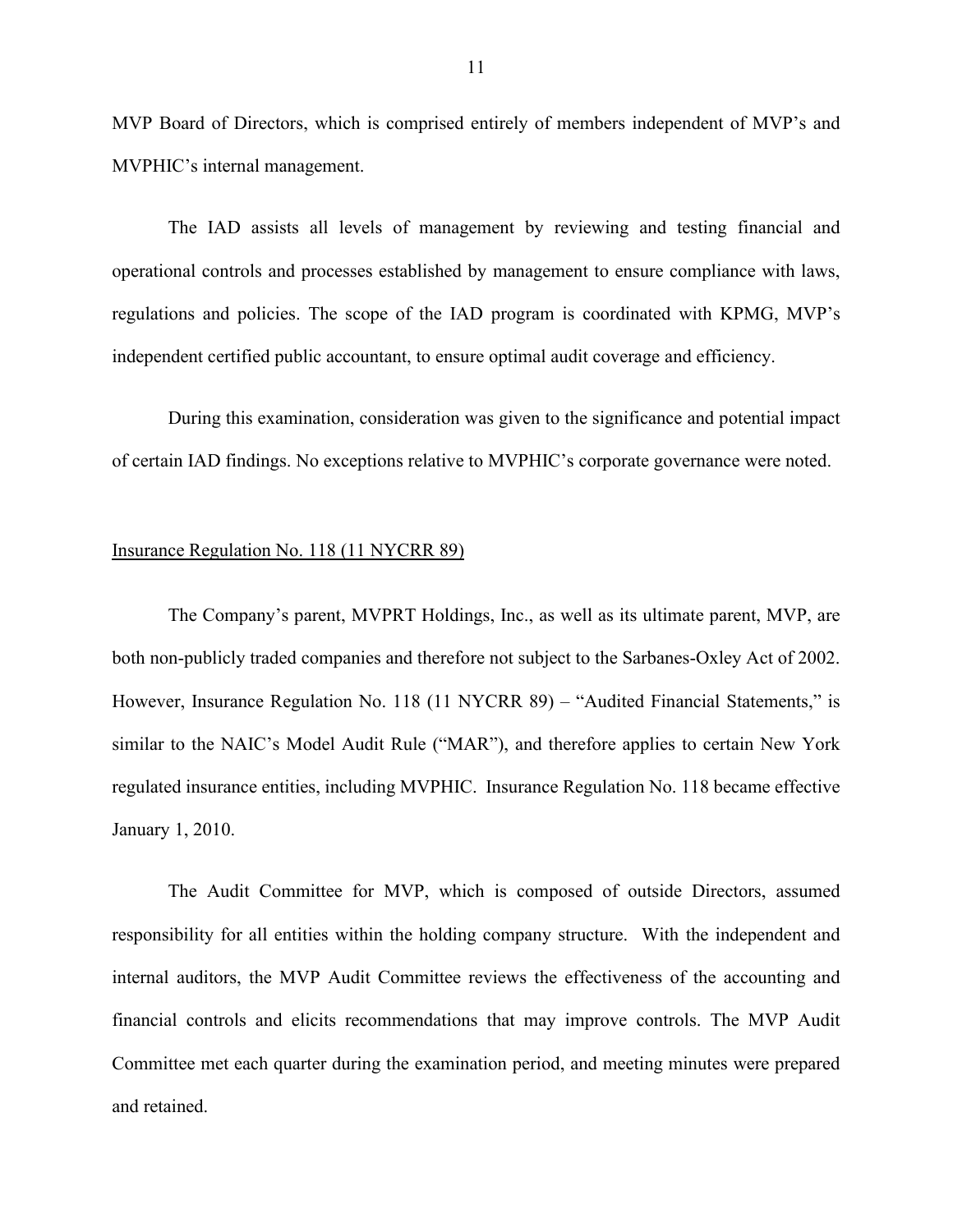MVP Board of Directors, which is comprised entirely of members independent of MVP's and MVPHIC's internal management.

The IAD assists all levels of management by reviewing and testing financial and operational controls and processes established by management to ensure compliance with laws, regulations and policies. The scope of the IAD program is coordinated with KPMG, MVP's independent certified public accountant, to ensure optimal audit coverage and efficiency.

During this examination, consideration was given to the significance and potential impact of certain IAD findings. No exceptions relative to MVPHIC's corporate governance were noted.

<u>Insurance Regulation No. 118 (11 NYCRR 89)</u>

The Company's parent, MVPRT Holdings, Inc., as well as its ultimate parent, MVP, are both non-publicly traded companies and therefore not subject to the Sarbanes-Oxley Act of 2002. However, Insurance Regulation No. 118 (11 NYCRR 89) – "Audited Financial Statements," is similar to the NAIC's Model Audit Rule ("MAR"), and therefore applies to certain New York regulated insurance entities, including MVPHIC. Insurance Regulation No. 118 became effective January 1, 2010.

The Audit Committee for MVP, which is composed of outside Directors, assumed responsibility for all entities within the holding company structure. With the independent and internal auditors, the MVP Audit Committee reviews the effectiveness of the accounting and financial controls and elicits recommendations that may improve controls. The MVP Audit Committee met each quarter during the examination period, and meeting minutes were prepared and retained.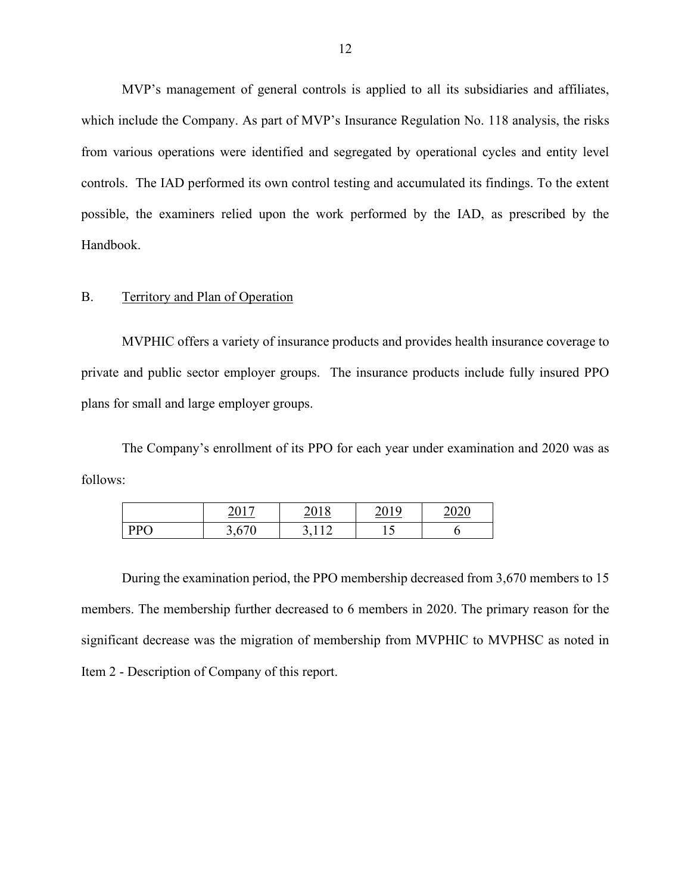MVP's management of general controls is applied to all its subsidiaries and affiliates, which include the Company. As part of MVP's Insurance Regulation No. 118 analysis, the risks from various operations were identified and segregated by operational cycles and entity level controls. The IAD performed its own control testing and accumulated its findings. To the extent possible, the examiners relied upon the work performed by the IAD, as prescribed by the Handbook.

B. Territory and Plan of Operation

MVPHIC offers a variety of insurance products and provides health insurance coverage to private and public sector employer groups. The insurance products include fully insured PPO plans for small and large employer groups.

The Company's enrollment of its PPO for each year under examination and 2020 was as follows:

| | 2017 | 2018 | 2019 | 2020 |
|---|---|---|---|---|
| PPO | 3,670 | 3,112 | 15 | 6 |

During the examination period, the PPO membership decreased from 3,670 members to 15 members. The membership further decreased to 6 members in 2020. The primary reason for the significant decrease was the migration of membership from MVPHIC to MVPHSC as noted in Item 2 - Description of Company of this report.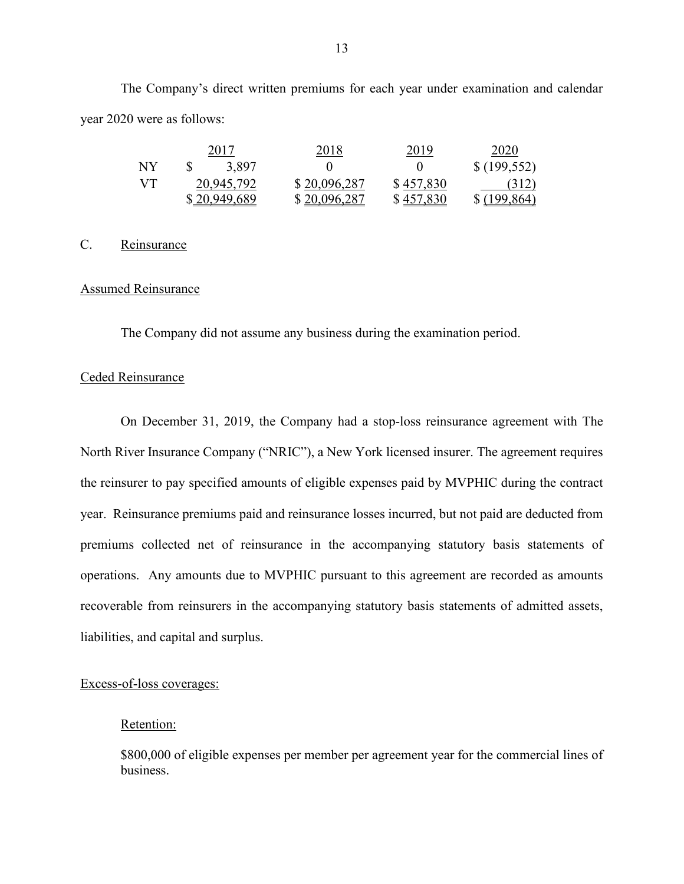The Company's direct written premiums for each year under examination and calendar year 2020 were as follows:

| | 2017 | 2018 | 2019 | 2020 |
|---|---|---|---|---|
| NY | $ 3,897 | 0 | 0 | $ (199,552) |
| VT | 20,945,792 | $ 20,096,287 | $ 457,830 | (312) |
| | $ 20,949,689 | $ 20,096,287 | $ 457,830 | $ (199,864) |

C. Reinsurance

Assumed Reinsurance

The Company did not assume any business during the examination period.

Ceded Reinsurance

On December 31, 2019, the Company had a stop-loss reinsurance agreement with The North River Insurance Company ("NRIC"), a New York licensed insurer. The agreement requires the reinsurer to pay specified amounts of eligible expenses paid by MVPHIC during the contract year. Reinsurance premiums paid and reinsurance losses incurred, but not paid are deducted from premiums collected net of reinsurance in the accompanying statutory basis statements of operations. Any amounts due to MVPHIC pursuant to this agreement are recorded as amounts recoverable from reinsurers in the accompanying statutory basis statements of admitted assets, liabilities, and capital and surplus.

Excess-of-loss coverages:

Retention:

$800,000 of eligible expenses per member per agreement year for the commercial lines of business.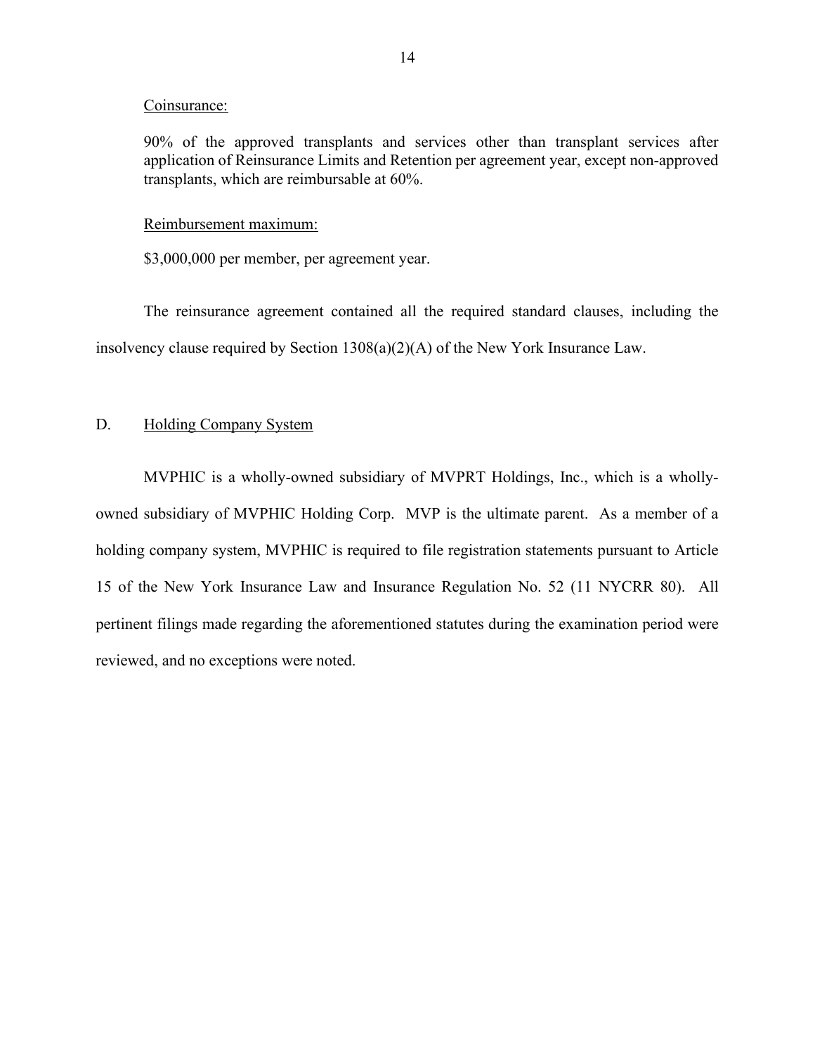Coinsurance:

90% of the approved transplants and services other than transplant services after application of Reinsurance Limits and Retention per agreement year, except non-approved transplants, which are reimbursable at 60%.

Reimbursement maximum:

$3,000,000 per member, per agreement year.

The reinsurance agreement contained all the required standard clauses, including the insolvency clause required by Section 1308(a)(2)(A) of the New York Insurance Law.

## D. Holding Company System

MVPHIC is a wholly-owned subsidiary of MVPRT Holdings, Inc., which is a wholly-owned subsidiary of MVPHIC Holding Corp. MVP is the ultimate parent. As a member of a holding company system, MVPHIC is required to file registration statements pursuant to Article 15 of the New York Insurance Law and Insurance Regulation No. 52 (11 NYCRR 80). All pertinent filings made regarding the aforementioned statutes during the examination period were reviewed, and no exceptions were noted.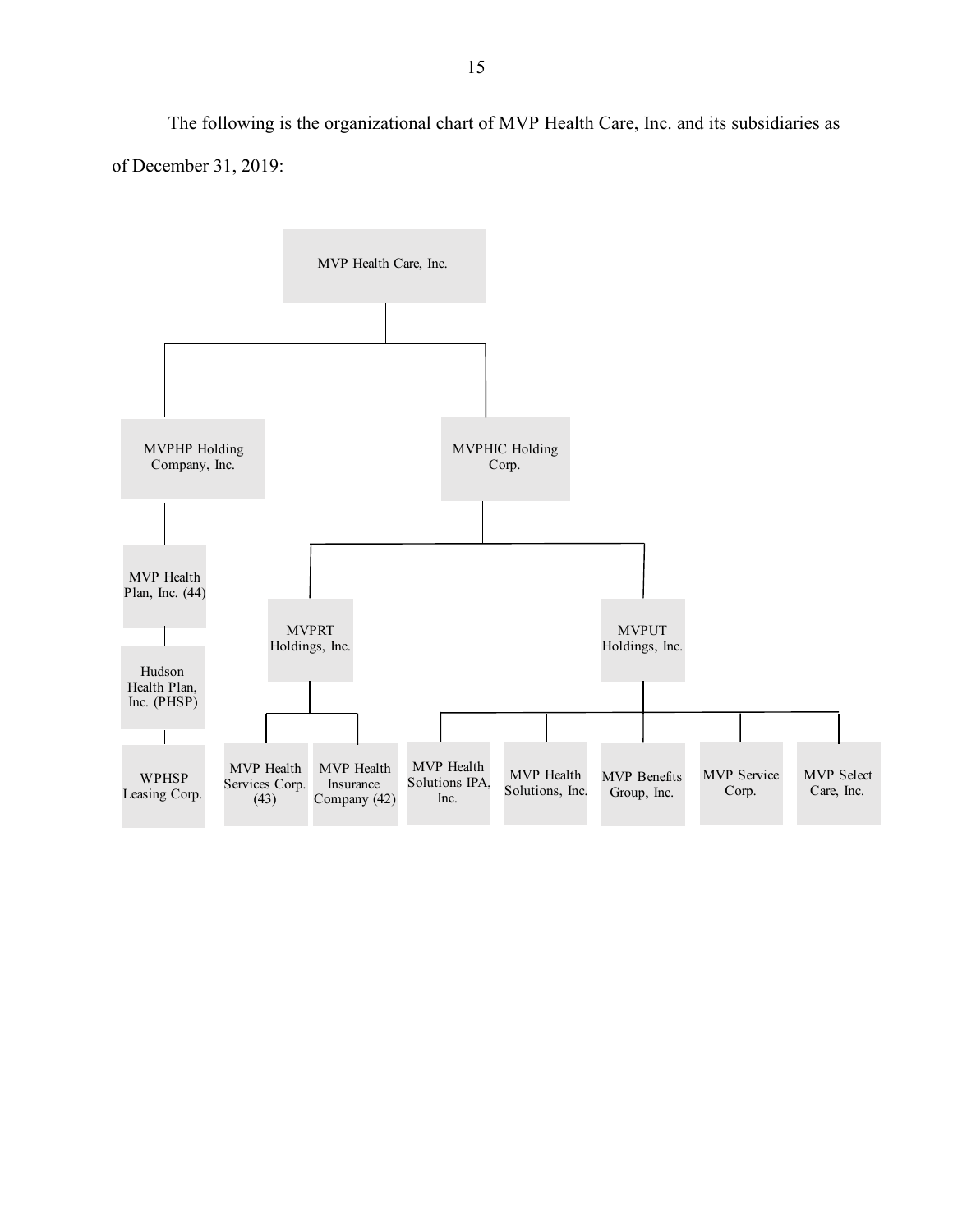The following is the organizational chart of MVP Health Care, Inc. and its subsidiaries as of December 31, 2019:

- MVP Health Care, Inc.
  - MVPHP Holding Company, Inc.
    - MVP Health Plan, Inc. (44)
      - Hudson Health Plan, Inc. (PHSP)
        - WPHSP Leasing Corp.
  - MVPHIC Holding Corp.
    - MVPRT Holdings, Inc.
      - MVP Health Services Corp. (43)
      - MVP Health Insurance Company (42)
    - MVPUT Holdings, Inc.
      - MVP Health Solutions IPA, Inc.
      - MVP Health Solutions, Inc.
      - MVP Benefits Group, Inc.
      - MVP Service Corp.
      - MVP Select Care, Inc.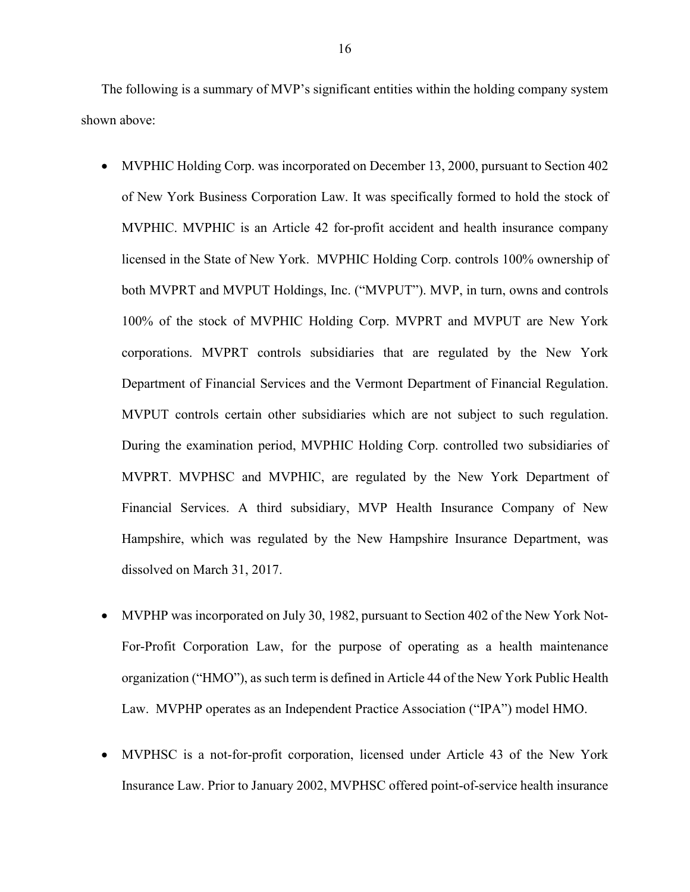The following is a summary of MVP's significant entities within the holding company system shown above:

- MVPHIC Holding Corp. was incorporated on December 13, 2000, pursuant to Section 402 of New York Business Corporation Law. It was specifically formed to hold the stock of MVPHIC. MVPHIC is an Article 42 for-profit accident and health insurance company licensed in the State of New York. MVPHIC Holding Corp. controls 100% ownership of both MVPRT and MVPUT Holdings, Inc. ("MVPUT"). MVP, in turn, owns and controls 100% of the stock of MVPHIC Holding Corp. MVPRT and MVPUT are New York corporations. MVPRT controls subsidiaries that are regulated by the New York Department of Financial Services and the Vermont Department of Financial Regulation. MVPUT controls certain other subsidiaries which are not subject to such regulation. During the examination period, MVPHIC Holding Corp. controlled two subsidiaries of MVPRT. MVPHSC and MVPHIC, are regulated by the New York Department of Financial Services. A third subsidiary, MVP Health Insurance Company of New Hampshire, which was regulated by the New Hampshire Insurance Department, was dissolved on March 31, 2017.

- MVPHP was incorporated on July 30, 1982, pursuant to Section 402 of the New York Not-For-Profit Corporation Law, for the purpose of operating as a health maintenance organization ("HMO"), as such term is defined in Article 44 of the New York Public Health Law. MVPHP operates as an Independent Practice Association ("IPA") model HMO.

- MVPHSC is a not-for-profit corporation, licensed under Article 43 of the New York Insurance Law. Prior to January 2002, MVPHSC offered point-of-service health insurance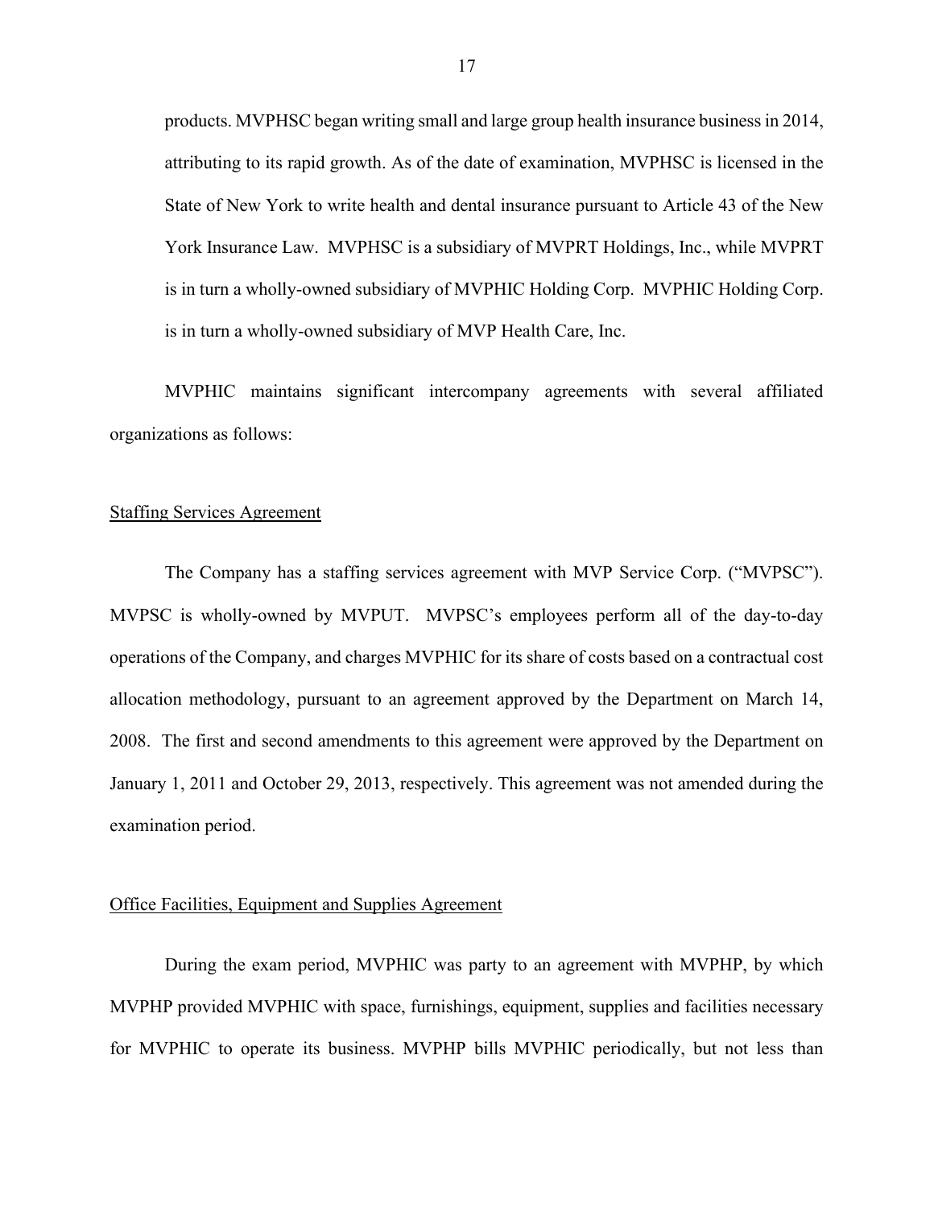products. MVPHSC began writing small and large group health insurance business in 2014, attributing to its rapid growth. As of the date of examination, MVPHSC is licensed in the State of New York to write health and dental insurance pursuant to Article 43 of the New York Insurance Law. MVPHSC is a subsidiary of MVPRT Holdings, Inc., while MVPRT is in turn a wholly-owned subsidiary of MVPHIC Holding Corp. MVPHIC Holding Corp. is in turn a wholly-owned subsidiary of MVP Health Care, Inc.

MVPHIC maintains significant intercompany agreements with several affiliated organizations as follows:

Staffing Services Agreement

The Company has a staffing services agreement with MVP Service Corp. ("MVPSC"). MVPSC is wholly-owned by MVPUT. MVPSC's employees perform all of the day-to-day operations of the Company, and charges MVPHIC for its share of costs based on a contractual cost allocation methodology, pursuant to an agreement approved by the Department on March 14, 2008. The first and second amendments to this agreement were approved by the Department on January 1, 2011 and October 29, 2013, respectively. This agreement was not amended during the examination period.

Office Facilities, Equipment and Supplies Agreement

During the exam period, MVPHIC was party to an agreement with MVPHP, by which MVPHP provided MVPHIC with space, furnishings, equipment, supplies and facilities necessary for MVPHIC to operate its business. MVPHP bills MVPHIC periodically, but not less than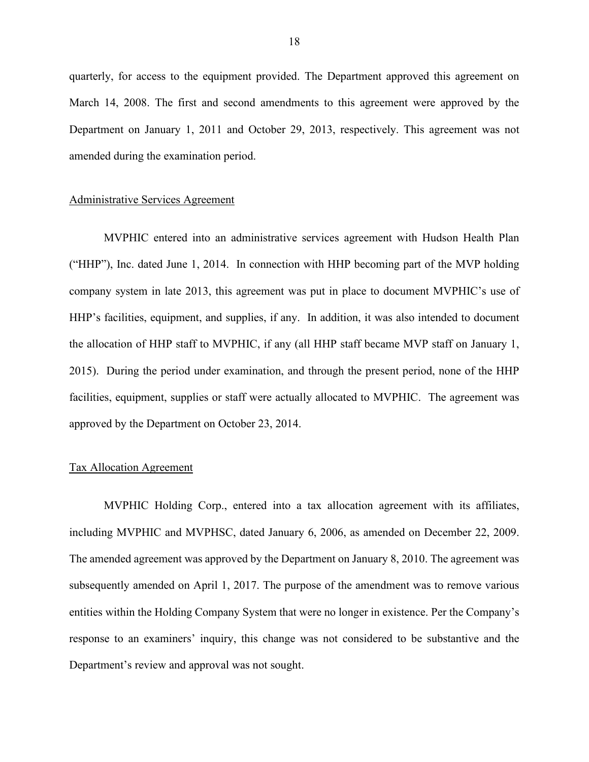quarterly, for access to the equipment provided. The Department approved this agreement on March 14, 2008. The first and second amendments to this agreement were approved by the Department on January 1, 2011 and October 29, 2013, respectively. This agreement was not amended during the examination period.

Administrative Services Agreement

MVPHIC entered into an administrative services agreement with Hudson Health Plan ("HHP"), Inc. dated June 1, 2014. In connection with HHP becoming part of the MVP holding company system in late 2013, this agreement was put in place to document MVPHIC's use of HHP's facilities, equipment, and supplies, if any. In addition, it was also intended to document the allocation of HHP staff to MVPHIC, if any (all HHP staff became MVP staff on January 1, 2015). During the period under examination, and through the present period, none of the HHP facilities, equipment, supplies or staff were actually allocated to MVPHIC. The agreement was approved by the Department on October 23, 2014.

Tax Allocation Agreement

MVPHIC Holding Corp., entered into a tax allocation agreement with its affiliates, including MVPHIC and MVPHSC, dated January 6, 2006, as amended on December 22, 2009. The amended agreement was approved by the Department on January 8, 2010. The agreement was subsequently amended on April 1, 2017. The purpose of the amendment was to remove various entities within the Holding Company System that were no longer in existence. Per the Company's response to an examiners' inquiry, this change was not considered to be substantive and the Department's review and approval was not sought.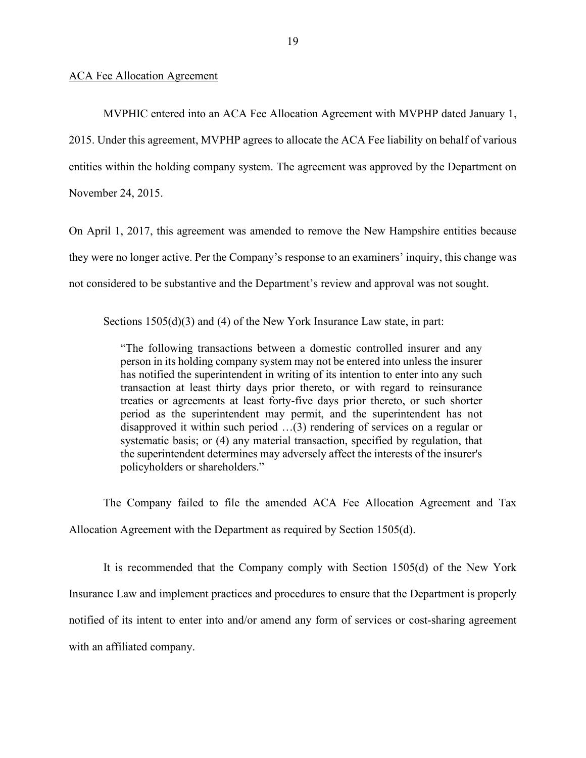ACA Fee Allocation Agreement

MVPHIC entered into an ACA Fee Allocation Agreement with MVPHP dated January 1, 2015. Under this agreement, MVPHP agrees to allocate the ACA Fee liability on behalf of various entities within the holding company system. The agreement was approved by the Department on November 24, 2015.

On April 1, 2017, this agreement was amended to remove the New Hampshire entities because they were no longer active. Per the Company's response to an examiners' inquiry, this change was not considered to be substantive and the Department's review and approval was not sought.

Sections 1505(d)(3) and (4) of the New York Insurance Law state, in part:

> "The following transactions between a domestic controlled insurer and any person in its holding company system may not be entered into unless the insurer has notified the superintendent in writing of its intention to enter into any such transaction at least thirty days prior thereto, or with regard to reinsurance treaties or agreements at least forty-five days prior thereto, or such shorter period as the superintendent may permit, and the superintendent has not disapproved it within such period …(3) rendering of services on a regular or systematic basis; or (4) any material transaction, specified by regulation, that the superintendent determines may adversely affect the interests of the insurer's policyholders or shareholders."

The Company failed to file the amended ACA Fee Allocation Agreement and Tax Allocation Agreement with the Department as required by Section 1505(d).

It is recommended that the Company comply with Section 1505(d) of the New York Insurance Law and implement practices and procedures to ensure that the Department is properly notified of its intent to enter into and/or amend any form of services or cost-sharing agreement with an affiliated company.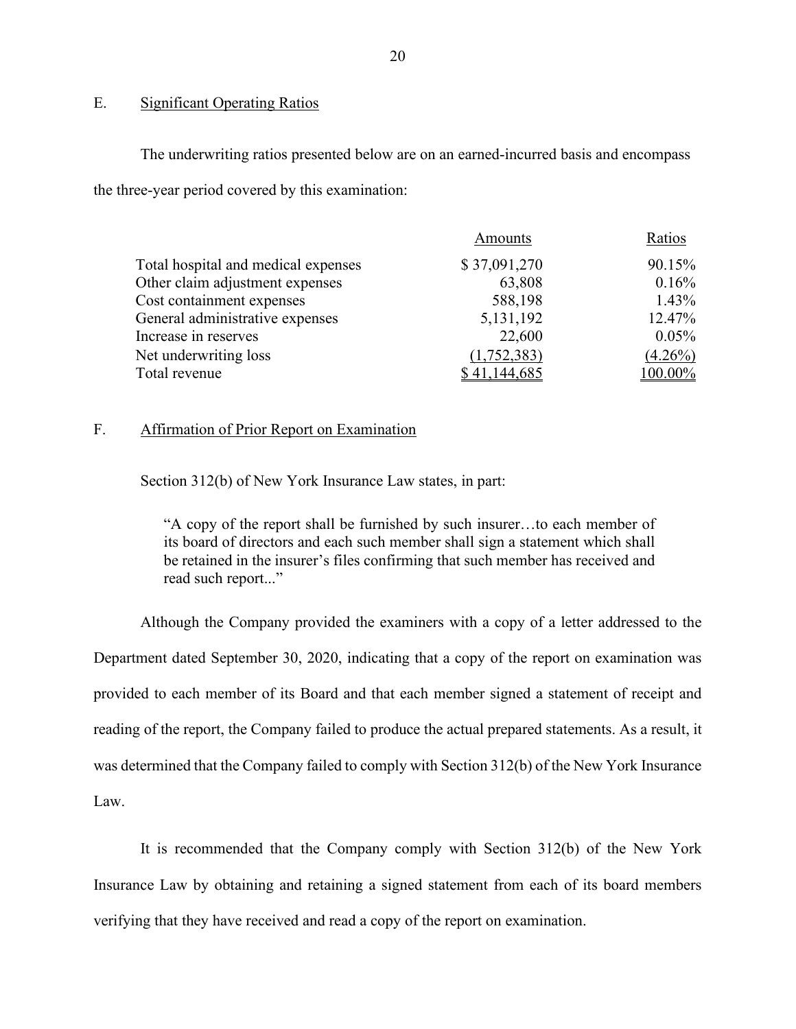## E. Significant Operating Ratios

The underwriting ratios presented below are on an earned-incurred basis and encompass the three-year period covered by this examination:

| | Amounts | Ratios |
|---|---|---|
| Total hospital and medical expenses | $ 37,091,270 | 90.15% |
| Other claim adjustment expenses | 63,808 | 0.16% |
| Cost containment expenses | 588,198 | 1.43% |
| General administrative expenses | 5,131,192 | 12.47% |
| Increase in reserves | 22,600 | 0.05% |
| Net underwriting loss | (1,752,383) | (4.26%) |
| Total revenue | $ 41,144,685 | 100.00% |

## F. Affirmation of Prior Report on Examination

Section 312(b) of New York Insurance Law states, in part:

> "A copy of the report shall be furnished by such insurer…to each member of its board of directors and each such member shall sign a statement which shall be retained in the insurer's files confirming that such member has received and read such report..."

Although the Company provided the examiners with a copy of a letter addressed to the Department dated September 30, 2020, indicating that a copy of the report on examination was provided to each member of its Board and that each member signed a statement of receipt and reading of the report, the Company failed to produce the actual prepared statements. As a result, it was determined that the Company failed to comply with Section 312(b) of the New York Insurance Law.

It is recommended that the Company comply with Section 312(b) of the New York Insurance Law by obtaining and retaining a signed statement from each of its board members verifying that they have received and read a copy of the report on examination.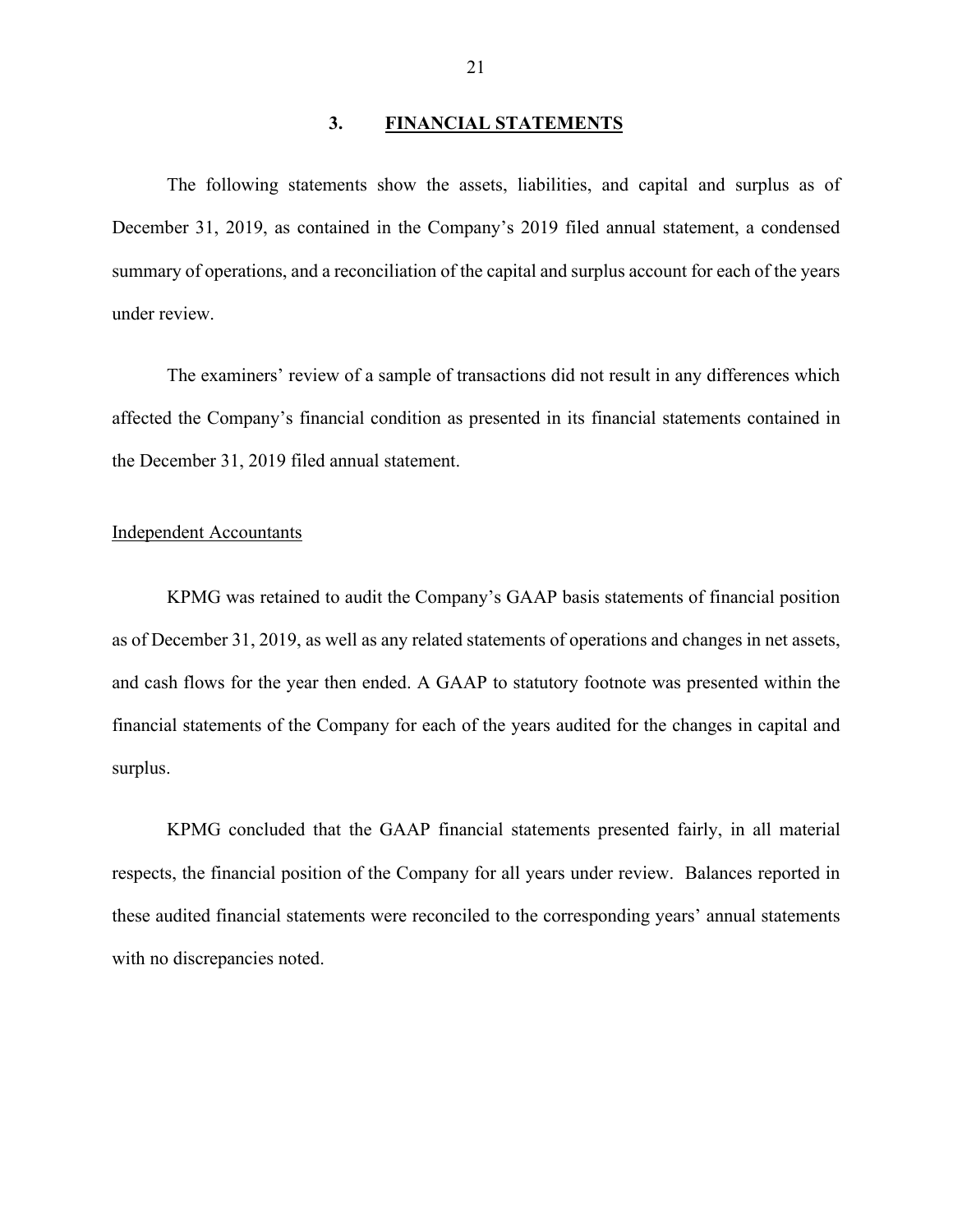## 3. FINANCIAL STATEMENTS

The following statements show the assets, liabilities, and capital and surplus as of December 31, 2019, as contained in the Company's 2019 filed annual statement, a condensed summary of operations, and a reconciliation of the capital and surplus account for each of the years under review.

The examiners' review of a sample of transactions did not result in any differences which affected the Company's financial condition as presented in its financial statements contained in the December 31, 2019 filed annual statement.

Independent Accountants

KPMG was retained to audit the Company's GAAP basis statements of financial position as of December 31, 2019, as well as any related statements of operations and changes in net assets, and cash flows for the year then ended. A GAAP to statutory footnote was presented within the financial statements of the Company for each of the years audited for the changes in capital and surplus.

KPMG concluded that the GAAP financial statements presented fairly, in all material respects, the financial position of the Company for all years under review. Balances reported in these audited financial statements were reconciled to the corresponding years' annual statements with no discrepancies noted.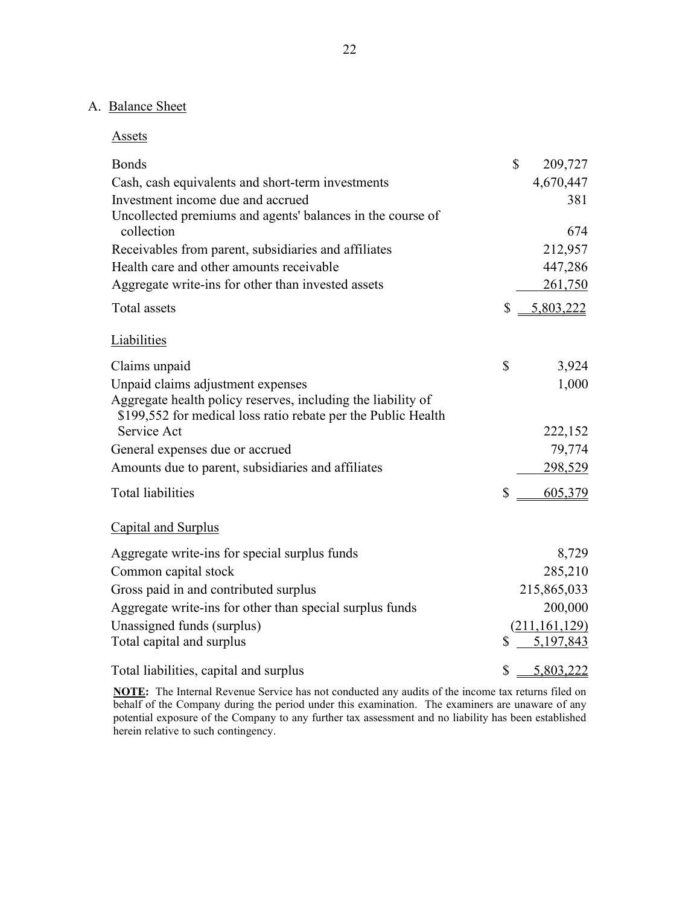## A. Balance Sheet

### Assets

| | |
|---|---|
| Bonds | $ 209,727 |
| Cash, cash equivalents and short-term investments | 4,670,447 |
| Investment income due and accrued | 381 |
| Uncollected premiums and agents' balances in the course of collection | 674 |
| Receivables from parent, subsidiaries and affiliates | 212,957 |
| Health care and other amounts receivable | 447,286 |
| Aggregate write-ins for other than invested assets | 261,750 |
| Total assets | $ 5,803,222 |

### Liabilities

| | |
|---|---|
| Claims unpaid | $ 3,924 |
| Unpaid claims adjustment expenses | 1,000 |
| Aggregate health policy reserves, including the liability of $199,552 for medical loss ratio rebate per the Public Health Service Act | 222,152 |
| General expenses due or accrued | 79,774 |
| Amounts due to parent, subsidiaries and affiliates | 298,529 |
| Total liabilities | $ 605,379 |

### Capital and Surplus

| | |
|---|---|
| Aggregate write-ins for special surplus funds | 8,729 |
| Common capital stock | 285,210 |
| Gross paid in and contributed surplus | 215,865,033 |
| Aggregate write-ins for other than special surplus funds | 200,000 |
| Unassigned funds (surplus) | (211,161,129) |
| Total capital and surplus | $ 5,197,843 |
| | |
| Total liabilities, capital and surplus | $ 5,803,222 |

**NOTE:** The Internal Revenue Service has not conducted any audits of the income tax returns filed on behalf of the Company during the period under this examination. The examiners are unaware of any potential exposure of the Company to any further tax assessment and no liability has been established herein relative to such contingency.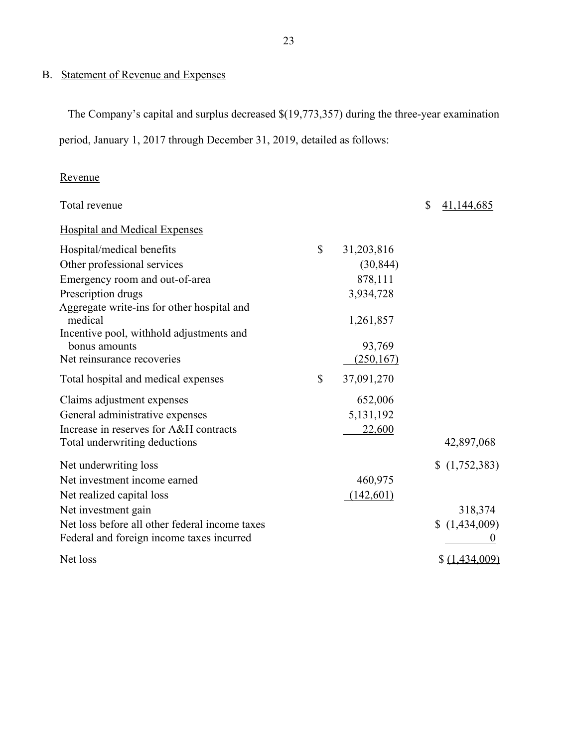## B. Statement of Revenue and Expenses

The Company's capital and surplus decreased $(19,773,357) during the three-year examination period, January 1, 2017 through December 31, 2019, detailed as follows:

| | | |
|---|---|---|
| Revenue | | |
| Total revenue | | $ 41,144,685 |
| Hospital and Medical Expenses | | |
| Hospital/medical benefits | $ 31,203,816 | |
| Other professional services | (30,844) | |
| Emergency room and out-of-area | 878,111 | |
| Prescription drugs | 3,934,728 | |
| Aggregate write-ins for other hospital and medical | 1,261,857 | |
| Incentive pool, withhold adjustments and bonus amounts | 93,769 | |
| Net reinsurance recoveries | (250,167) | |
| Total hospital and medical expenses | $ 37,091,270 | |
| Claims adjustment expenses | 652,006 | |
| General administrative expenses | 5,131,192 | |
| Increase in reserves for A&H contracts | 22,600 | |
| Total underwriting deductions | | 42,897,068 |
| Net underwriting loss | | $ (1,752,383) |
| Net investment income earned | 460,975 | |
| Net realized capital loss | (142,601) | |
| Net investment gain | | 318,374 |
| Net loss before all other federal income taxes | | $ (1,434,009) |
| Federal and foreign income taxes incurred | | 0 |
| Net loss | | $ (1,434,009) |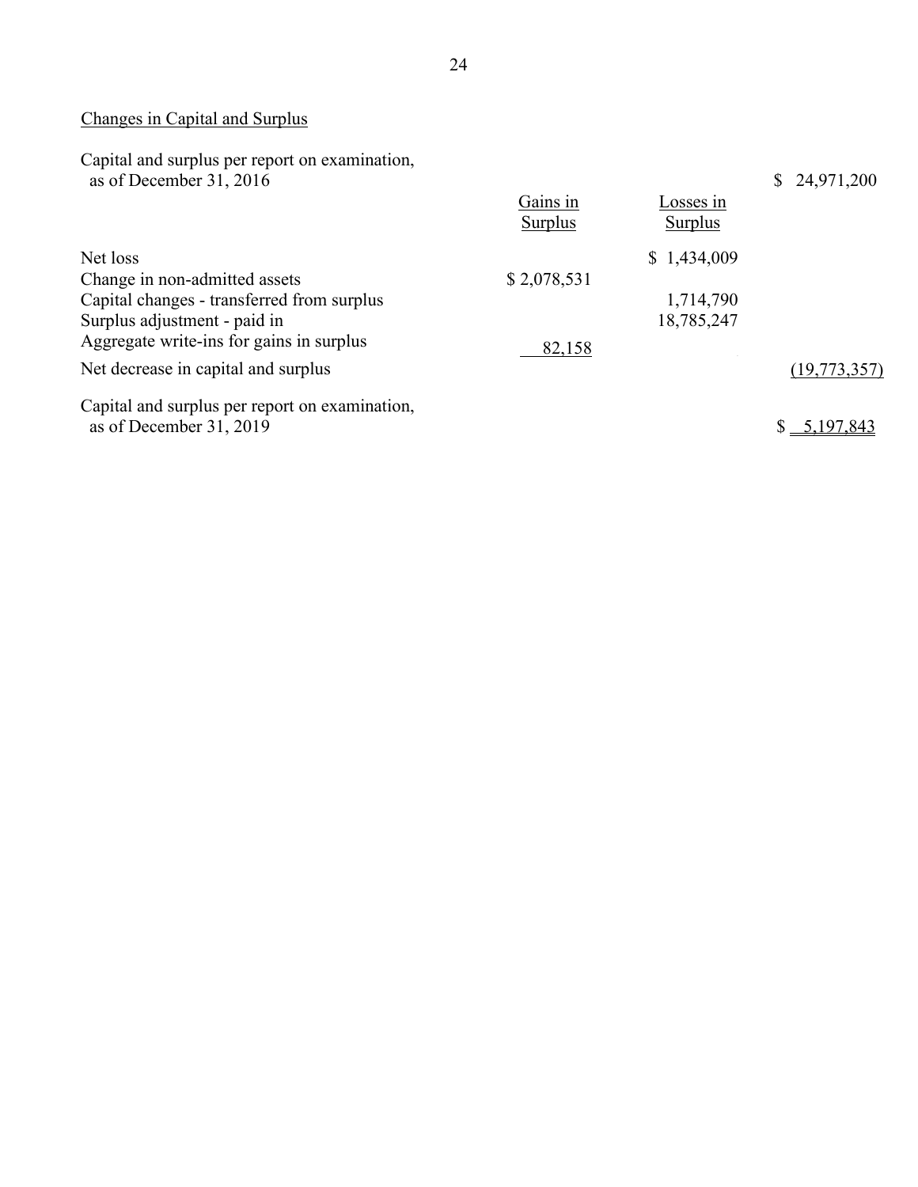## Changes in Capital and Surplus

| | Gains in Surplus | Losses in Surplus | |
|---|---|---|---|
| Capital and surplus per report on examination, as of December 31, 2016 | | | $ 24,971,200 |
| Net loss | | $ 1,434,009 | |
| Change in non-admitted assets | $ 2,078,531 | | |
| Capital changes - transferred from surplus | | 1,714,790 | |
| Surplus adjustment - paid in | | 18,785,247 | |
| Aggregate write-ins for gains in surplus | 82,158 | | |
| Net decrease in capital and surplus | | | (19,773,357) |
| Capital and surplus per report on examination, as of December 31, 2019 | | | $ 5,197,843 |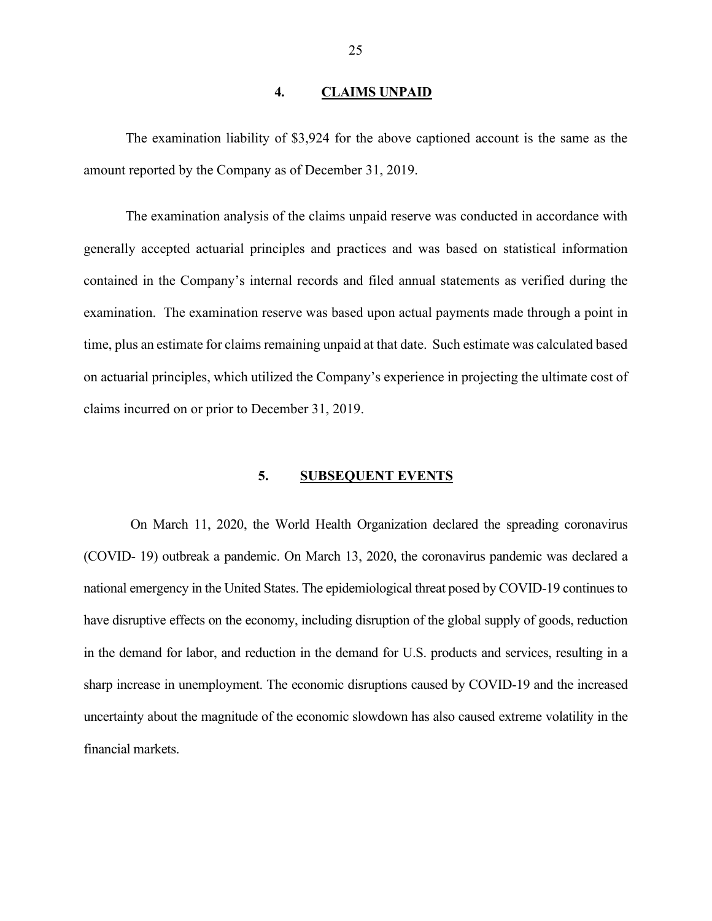## 4. CLAIMS UNPAID

The examination liability of $3,924 for the above captioned account is the same as the amount reported by the Company as of December 31, 2019.

The examination analysis of the claims unpaid reserve was conducted in accordance with generally accepted actuarial principles and practices and was based on statistical information contained in the Company's internal records and filed annual statements as verified during the examination. The examination reserve was based upon actual payments made through a point in time, plus an estimate for claims remaining unpaid at that date. Such estimate was calculated based on actuarial principles, which utilized the Company's experience in projecting the ultimate cost of claims incurred on or prior to December 31, 2019.

## 5. SUBSEQUENT EVENTS

On March 11, 2020, the World Health Organization declared the spreading coronavirus (COVID- 19) outbreak a pandemic. On March 13, 2020, the coronavirus pandemic was declared a national emergency in the United States. The epidemiological threat posed by COVID-19 continues to have disruptive effects on the economy, including disruption of the global supply of goods, reduction in the demand for labor, and reduction in the demand for U.S. products and services, resulting in a sharp increase in unemployment. The economic disruptions caused by COVID-19 and the increased uncertainty about the magnitude of the economic slowdown has also caused extreme volatility in the financial markets.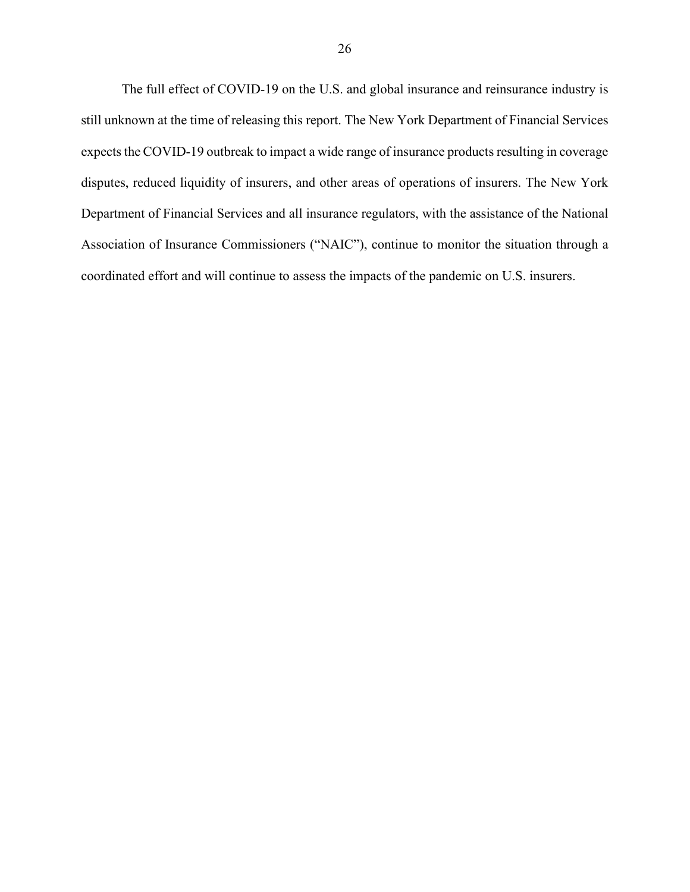The full effect of COVID-19 on the U.S. and global insurance and reinsurance industry is still unknown at the time of releasing this report. The New York Department of Financial Services expects the COVID-19 outbreak to impact a wide range of insurance products resulting in coverage disputes, reduced liquidity of insurers, and other areas of operations of insurers. The New York Department of Financial Services and all insurance regulators, with the assistance of the National Association of Insurance Commissioners ("NAIC"), continue to monitor the situation through a coordinated effort and will continue to assess the impacts of the pandemic on U.S. insurers.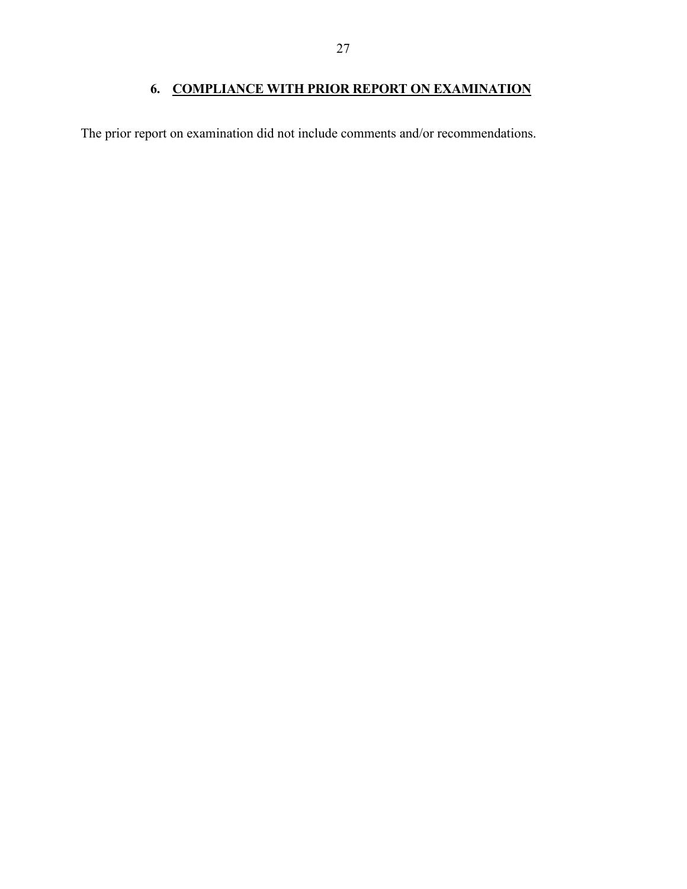## 6. COMPLIANCE WITH PRIOR REPORT ON EXAMINATION

The prior report on examination did not include comments and/or recommendations.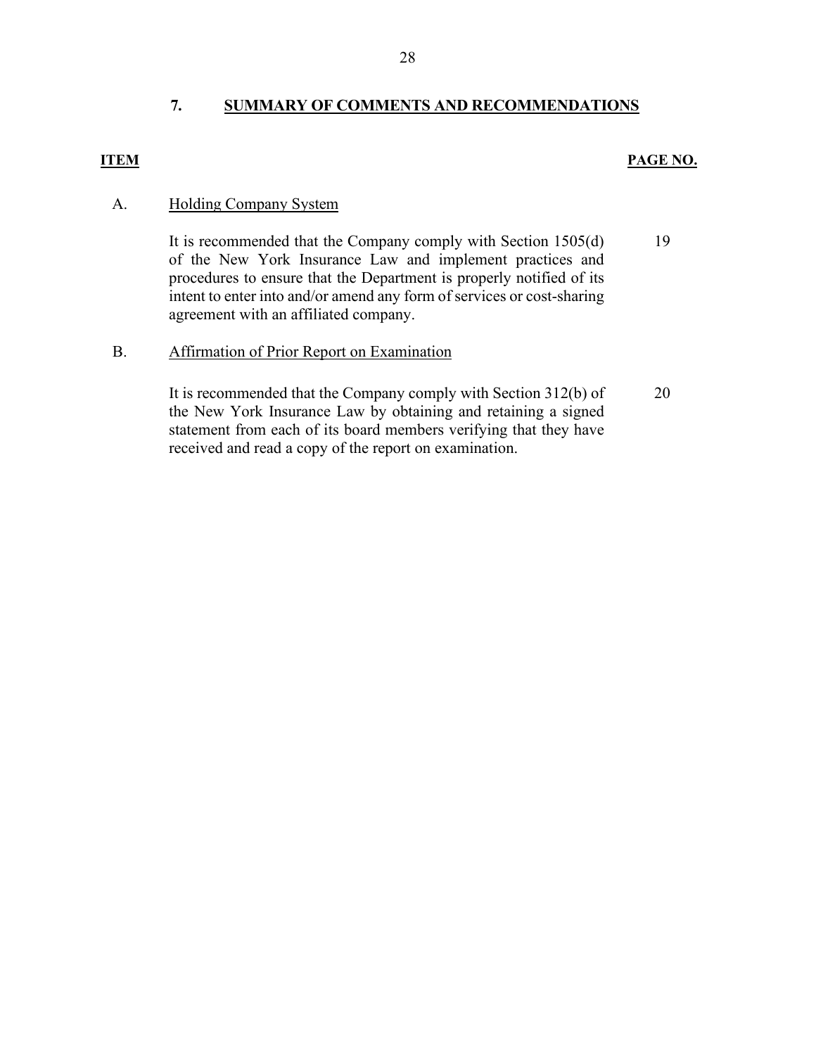## 7. SUMMARY OF COMMENTS AND RECOMMENDATIONS

| ITEM | | PAGE NO. |
|---|---|---|
| A. | **Holding Company System** | |
| | It is recommended that the Company comply with Section 1505(d) of the New York Insurance Law and implement practices and procedures to ensure that the Department is properly notified of its intent to enter into and/or amend any form of services or cost-sharing agreement with an affiliated company. | 19 |
| B. | **Affirmation of Prior Report on Examination** | |
| | It is recommended that the Company comply with Section 312(b) of the New York Insurance Law by obtaining and retaining a signed statement from each of its board members verifying that they have received and read a copy of the report on examination. | 20 |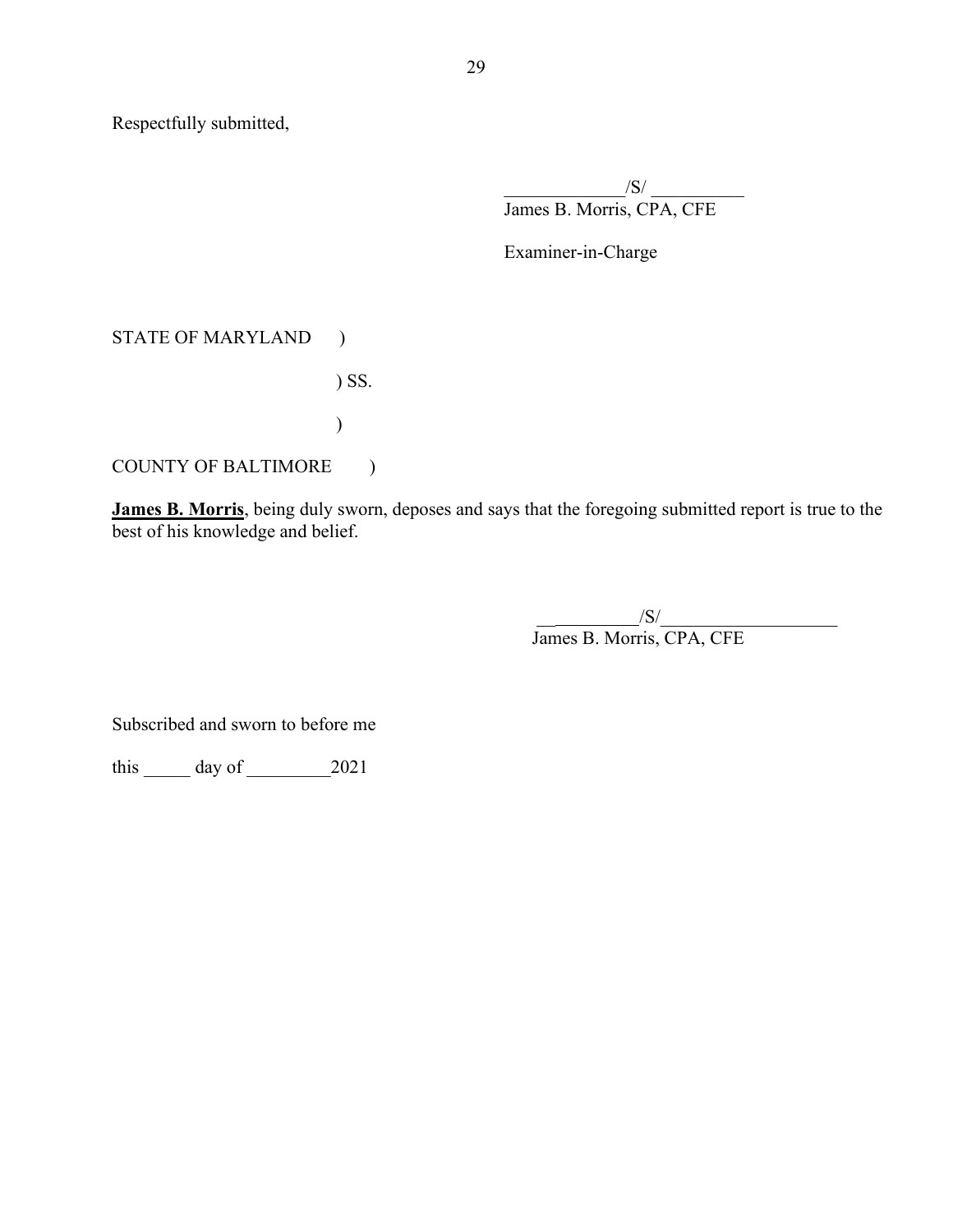Respectfully submitted,

_____________/S/ __________
James B. Morris, CPA, CFE

Examiner-in-Charge

STATE OF MARYLAND )

) SS.

)

COUNTY OF BALTIMORE )

**James B. Morris**, being duly sworn, deposes and says that the foregoing submitted report is true to the best of his knowledge and belief.

__________/S/___________________
James B. Morris, CPA, CFE

Subscribed and sworn to before me

this _____ day of _________2021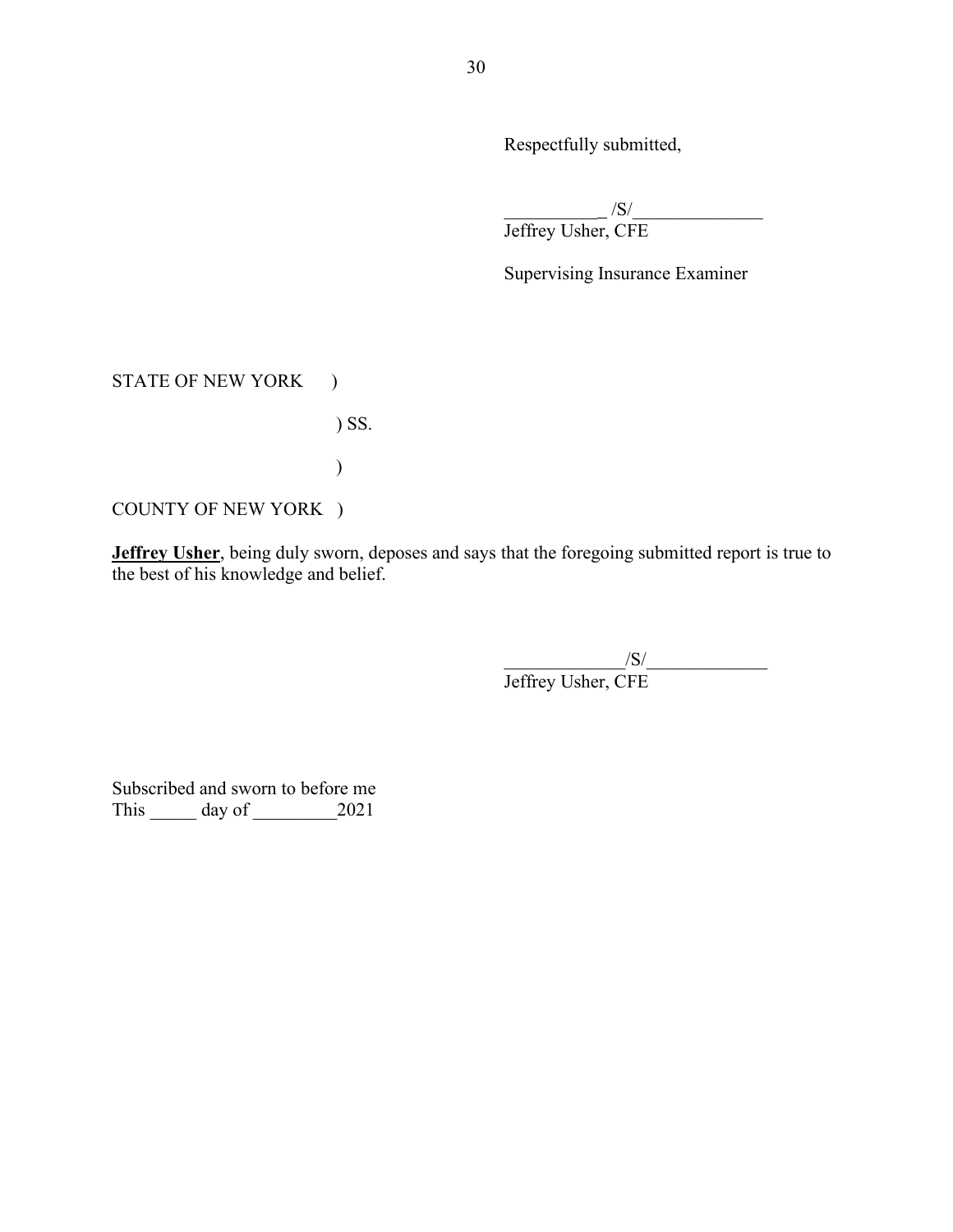Respectfully submitted,

___________ /S/_______________
Jeffrey Usher, CFE

Supervising Insurance Examiner

STATE OF NEW YORK )

) SS.

)

COUNTY OF NEW YORK )

**Jeffrey Usher**, being duly sworn, deposes and says that the foregoing submitted report is true to the best of his knowledge and belief.

_____________/S/_____________
Jeffrey Usher, CFE

Subscribed and sworn to before me
This _____ day of _________2021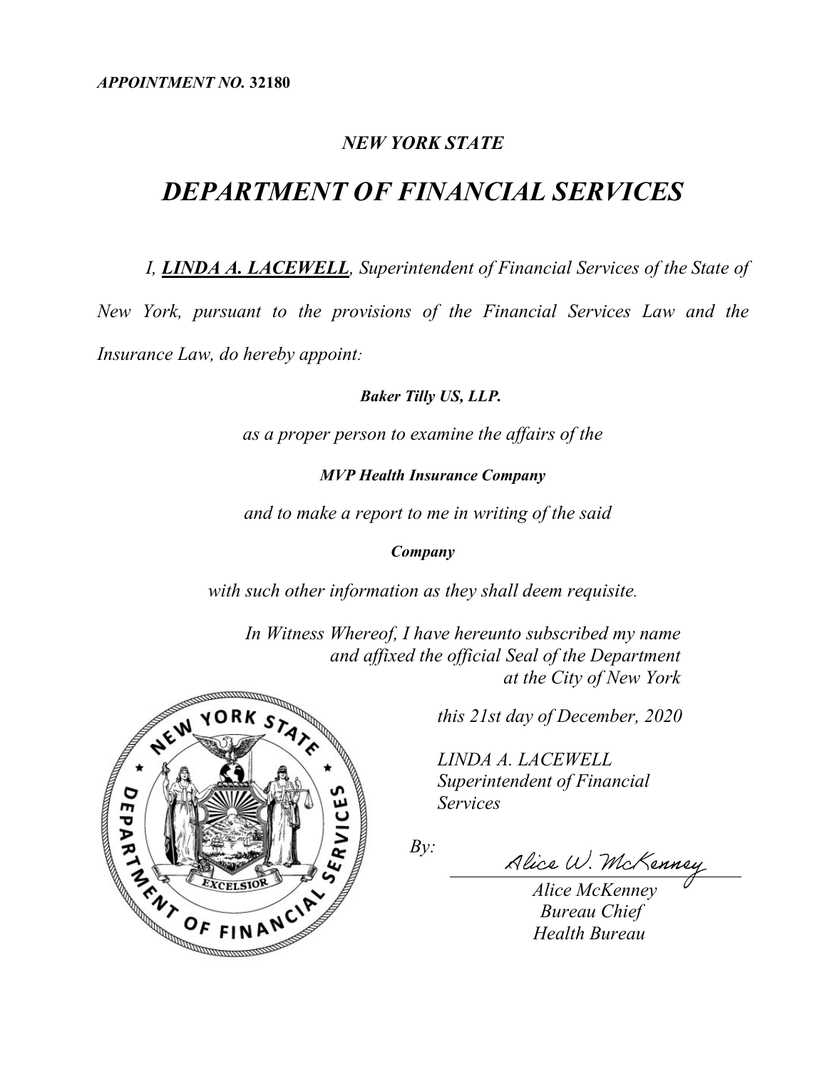***APPOINTMENT NO.* 32180**

## *NEW YORK STATE*

# *DEPARTMENT OF FINANCIAL SERVICES*

*I, **LINDA A. LACEWELL**, Superintendent of Financial Services of the State of New York, pursuant to the provisions of the Financial Services Law and the Insurance Law, do hereby appoint:*

***Baker Tilly US, LLP.***

*as a proper person to examine the affairs of the*

***MVP Health Insurance Company***

*and to make a report to me in writing of the said*

***Company***

*with such other information as they shall deem requisite.*

*In Witness Whereof, I have hereunto subscribed my name and affixed the official Seal of the Department at the City of New York*

*this 21st day of December, 2020*

*LINDA A. LACEWELL*
*Superintendent of Financial Services*

*By:*

Alice W. McKenney

*Alice McKenney*
*Bureau Chief*
*Health Bureau*